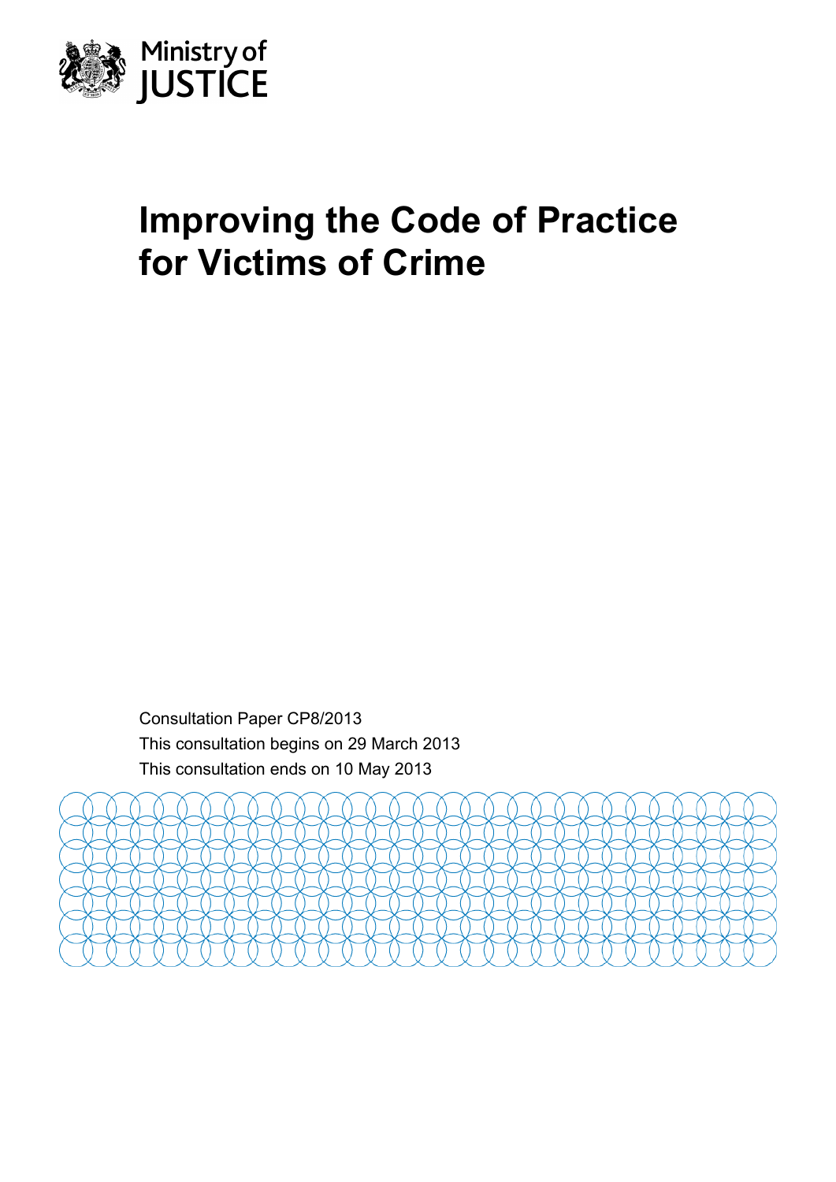Ministry of JUSTICE

# Improving the Code of Practice for Victims of Crime

Consultation Paper CP8/2013

This consultation begins on 29 March 2013

This consultation ends on 10 May 2013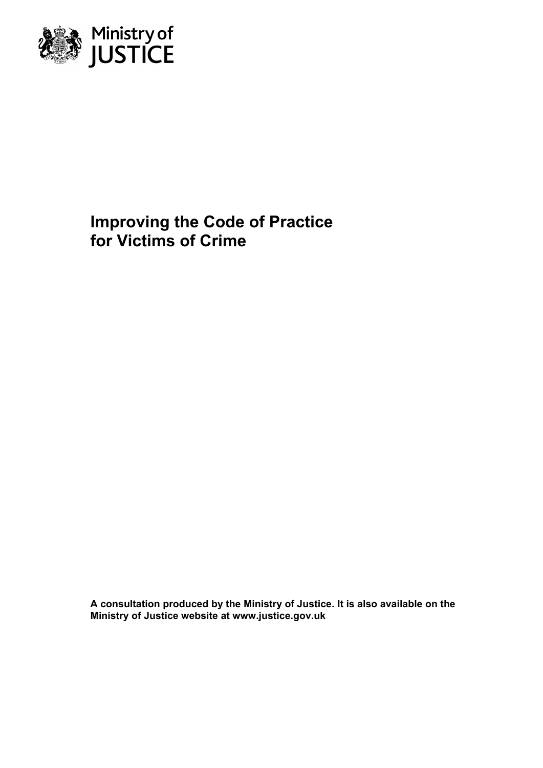Ministry of JUSTICE

# Improving the Code of Practice for Victims of Crime

**A consultation produced by the Ministry of Justice. It is also available on the Ministry of Justice website at www.justice.gov.uk**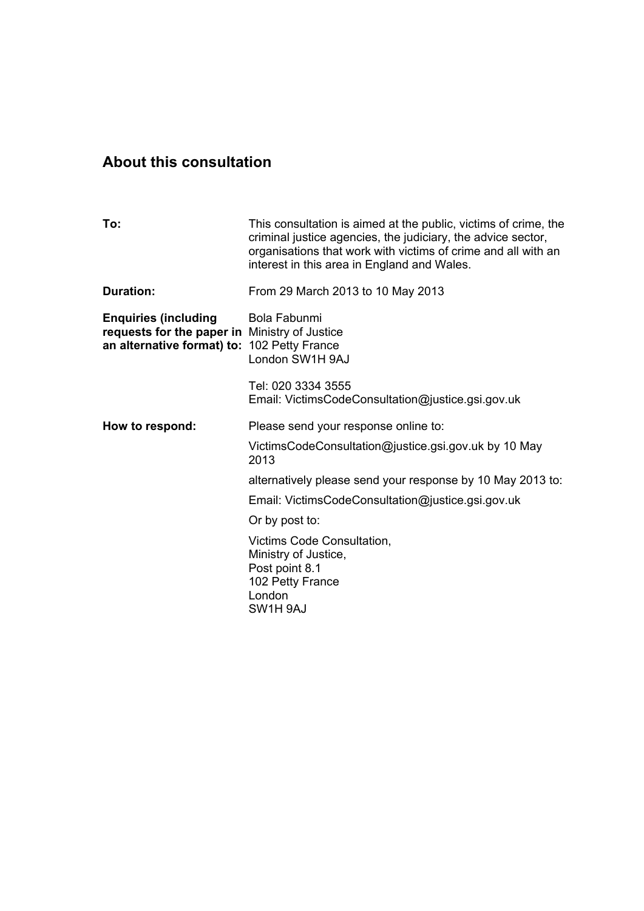## About this consultation

| | |
|---|---|
| **To:** | This consultation is aimed at the public, victims of crime, the criminal justice agencies, the judiciary, the advice sector, organisations that work with victims of crime and all with an interest in this area in England and Wales. |
| **Duration:** | From 29 March 2013 to 10 May 2013 |
| **Enquiries (including requests for the paper in an alternative format) to:** | Bola Fabunmi<br>Ministry of Justice<br>102 Petty France<br>London SW1H 9AJ<br><br>Tel: 020 3334 3555<br>Email: VictimsCodeConsultation@justice.gsi.gov.uk |
| **How to respond:** | Please send your response online to:<br><br>VictimsCodeConsultation@justice.gsi.gov.uk by 10 May 2013<br><br>alternatively please send your response by 10 May 2013 to:<br><br>Email: VictimsCodeConsultation@justice.gsi.gov.uk<br><br>Or by post to:<br><br>Victims Code Consultation,<br>Ministry of Justice,<br>Post point 8.1<br>102 Petty France<br>London<br>SW1H 9AJ |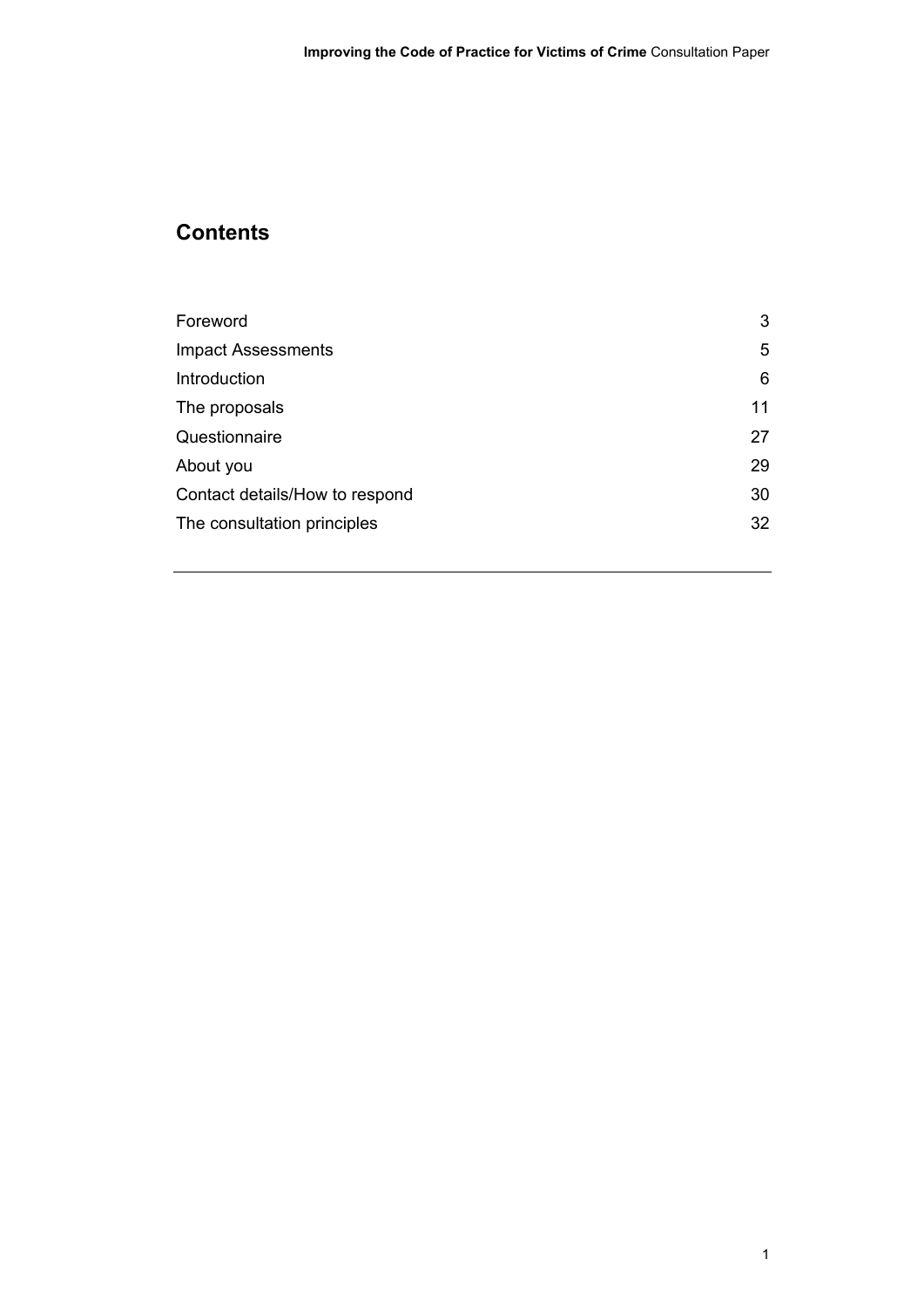## Contents

| | |
|---|---|
| Foreword | 3 |
| Impact Assessments | 5 |
| Introduction | 6 |
| The proposals | 11 |
| Questionnaire | 27 |
| About you | 29 |
| Contact details/How to respond | 30 |
| The consultation principles | 32 |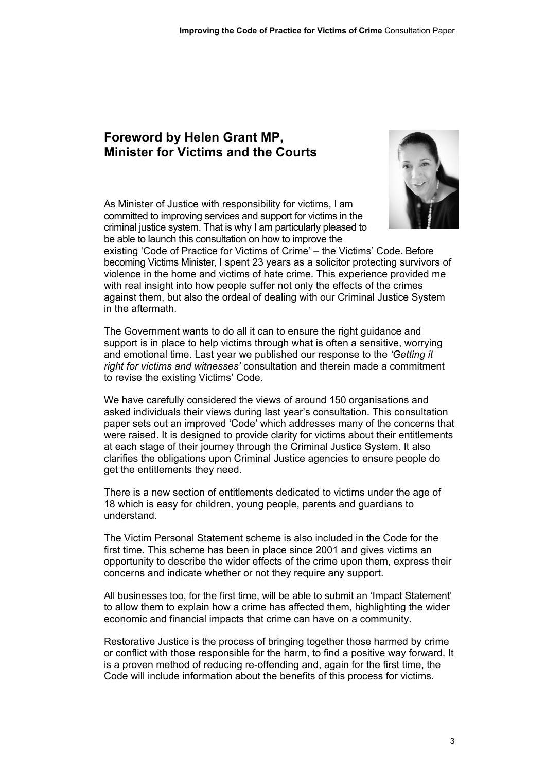## Foreword by Helen Grant MP, Minister for Victims and the Courts

As Minister of Justice with responsibility for victims, I am committed to improving services and support for victims in the criminal justice system. That is why I am particularly pleased to be able to launch this consultation on how to improve the existing 'Code of Practice for Victims of Crime' – the Victims' Code. Before becoming Victims Minister, I spent 23 years as a solicitor protecting survivors of violence in the home and victims of hate crime. This experience provided me with real insight into how people suffer not only the effects of the crimes against them, but also the ordeal of dealing with our Criminal Justice System in the aftermath.

The Government wants to do all it can to ensure the right guidance and support is in place to help victims through what is often a sensitive, worrying and emotional time. Last year we published our response to the *'Getting it right for victims and witnesses'* consultation and therein made a commitment to revise the existing Victims' Code.

We have carefully considered the views of around 150 organisations and asked individuals their views during last year's consultation. This consultation paper sets out an improved 'Code' which addresses many of the concerns that were raised. It is designed to provide clarity for victims about their entitlements at each stage of their journey through the Criminal Justice System. It also clarifies the obligations upon Criminal Justice agencies to ensure people do get the entitlements they need.

There is a new section of entitlements dedicated to victims under the age of 18 which is easy for children, young people, parents and guardians to understand.

The Victim Personal Statement scheme is also included in the Code for the first time. This scheme has been in place since 2001 and gives victims an opportunity to describe the wider effects of the crime upon them, express their concerns and indicate whether or not they require any support.

All businesses too, for the first time, will be able to submit an 'Impact Statement' to allow them to explain how a crime has affected them, highlighting the wider economic and financial impacts that crime can have on a community.

Restorative Justice is the process of bringing together those harmed by crime or conflict with those responsible for the harm, to find a positive way forward. It is a proven method of reducing re-offending and, again for the first time, the Code will include information about the benefits of this process for victims.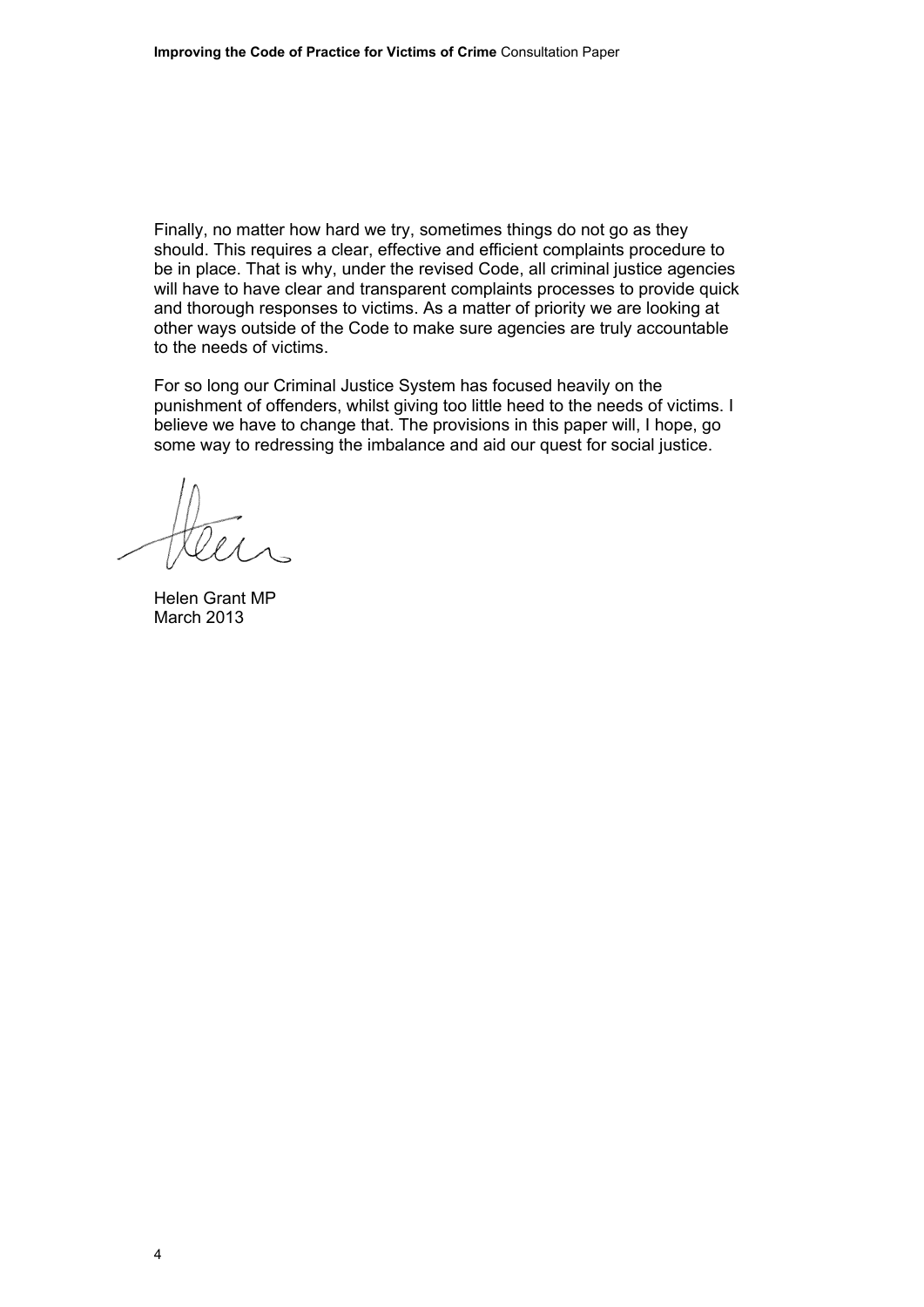Finally, no matter how hard we try, sometimes things do not go as they should. This requires a clear, effective and efficient complaints procedure to be in place. That is why, under the revised Code, all criminal justice agencies will have to have clear and transparent complaints processes to provide quick and thorough responses to victims. As a matter of priority we are looking at other ways outside of the Code to make sure agencies are truly accountable to the needs of victims.

For so long our Criminal Justice System has focused heavily on the punishment of offenders, whilst giving too little heed to the needs of victims. I believe we have to change that. The provisions in this paper will, I hope, go some way to redressing the imbalance and aid our quest for social justice.

Helen Grant MP
March 2013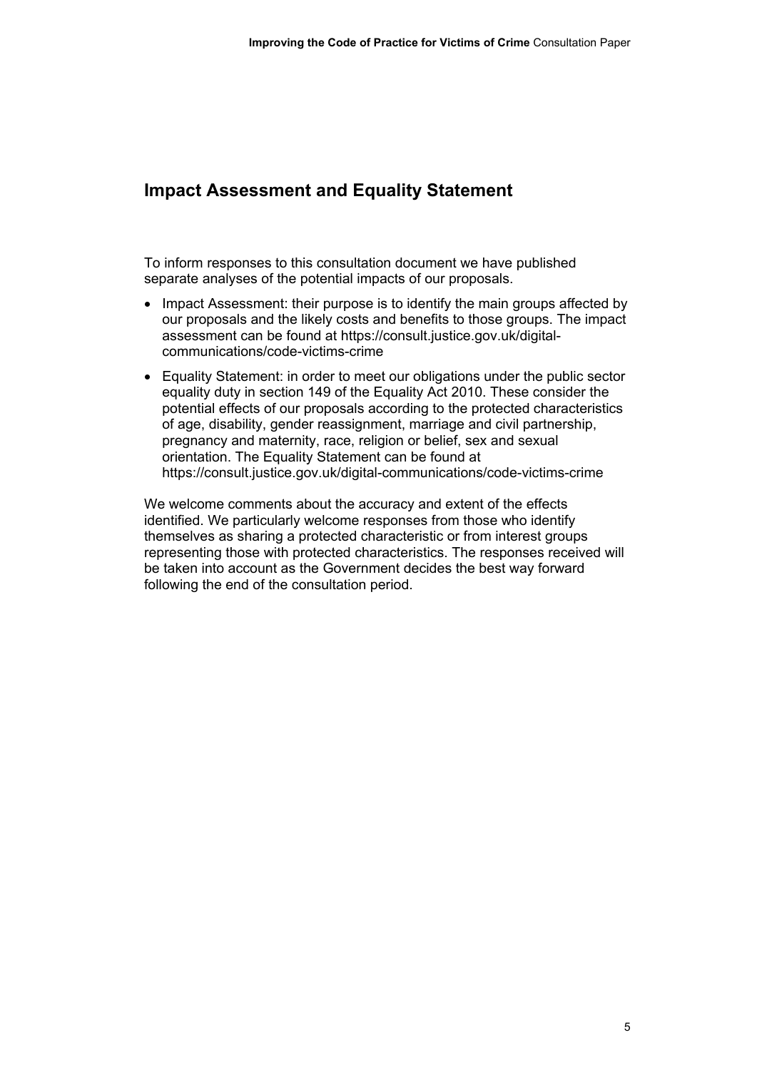## Impact Assessment and Equality Statement

To inform responses to this consultation document we have published separate analyses of the potential impacts of our proposals.

- Impact Assessment: their purpose is to identify the main groups affected by our proposals and the likely costs and benefits to those groups. The impact assessment can be found at https://consult.justice.gov.uk/digital-communications/code-victims-crime
- Equality Statement: in order to meet our obligations under the public sector equality duty in section 149 of the Equality Act 2010. These consider the potential effects of our proposals according to the protected characteristics of age, disability, gender reassignment, marriage and civil partnership, pregnancy and maternity, race, religion or belief, sex and sexual orientation. The Equality Statement can be found at https://consult.justice.gov.uk/digital-communications/code-victims-crime

We welcome comments about the accuracy and extent of the effects identified. We particularly welcome responses from those who identify themselves as sharing a protected characteristic or from interest groups representing those with protected characteristics. The responses received will be taken into account as the Government decides the best way forward following the end of the consultation period.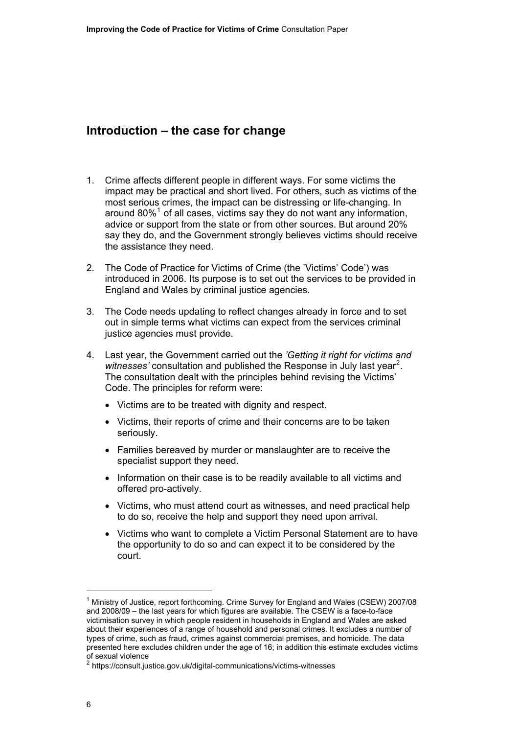## Introduction – the case for change

1. Crime affects different people in different ways. For some victims the impact may be practical and short lived. For others, such as victims of the most serious crimes, the impact can be distressing or life-changing. In around 80%[1] of all cases, victims say they do not want any information, advice or support from the state or from other sources. But around 20% say they do, and the Government strongly believes victims should receive the assistance they need.

2. The Code of Practice for Victims of Crime (the 'Victims' Code') was introduced in 2006. Its purpose is to set out the services to be provided in England and Wales by criminal justice agencies.

3. The Code needs updating to reflect changes already in force and to set out in simple terms what victims can expect from the services criminal justice agencies must provide.

4. Last year, the Government carried out the *'Getting it right for victims and witnesses'* consultation and published the Response in July last year[2]. The consultation dealt with the principles behind revising the Victims' Code. The principles for reform were:

   - Victims are to be treated with dignity and respect.
   - Victims, their reports of crime and their concerns are to be taken seriously.
   - Families bereaved by murder or manslaughter are to receive the specialist support they need.
   - Information on their case is to be readily available to all victims and offered pro-actively.
   - Victims, who must attend court as witnesses, and need practical help to do so, receive the help and support they need upon arrival.
   - Victims who want to complete a Victim Personal Statement are to have the opportunity to do so and can expect it to be considered by the court.

---

[1] Ministry of Justice, report forthcoming. Crime Survey for England and Wales (CSEW) 2007/08 and 2008/09 – the last years for which figures are available. The CSEW is a face-to-face victimisation survey in which people resident in households in England and Wales are asked about their experiences of a range of household and personal crimes. It excludes a number of types of crime, such as fraud, crimes against commercial premises, and homicide. The data presented here excludes children under the age of 16; in addition this estimate excludes victims of sexual violence

[2] https://consult.justice.gov.uk/digital-communications/victims-witnesses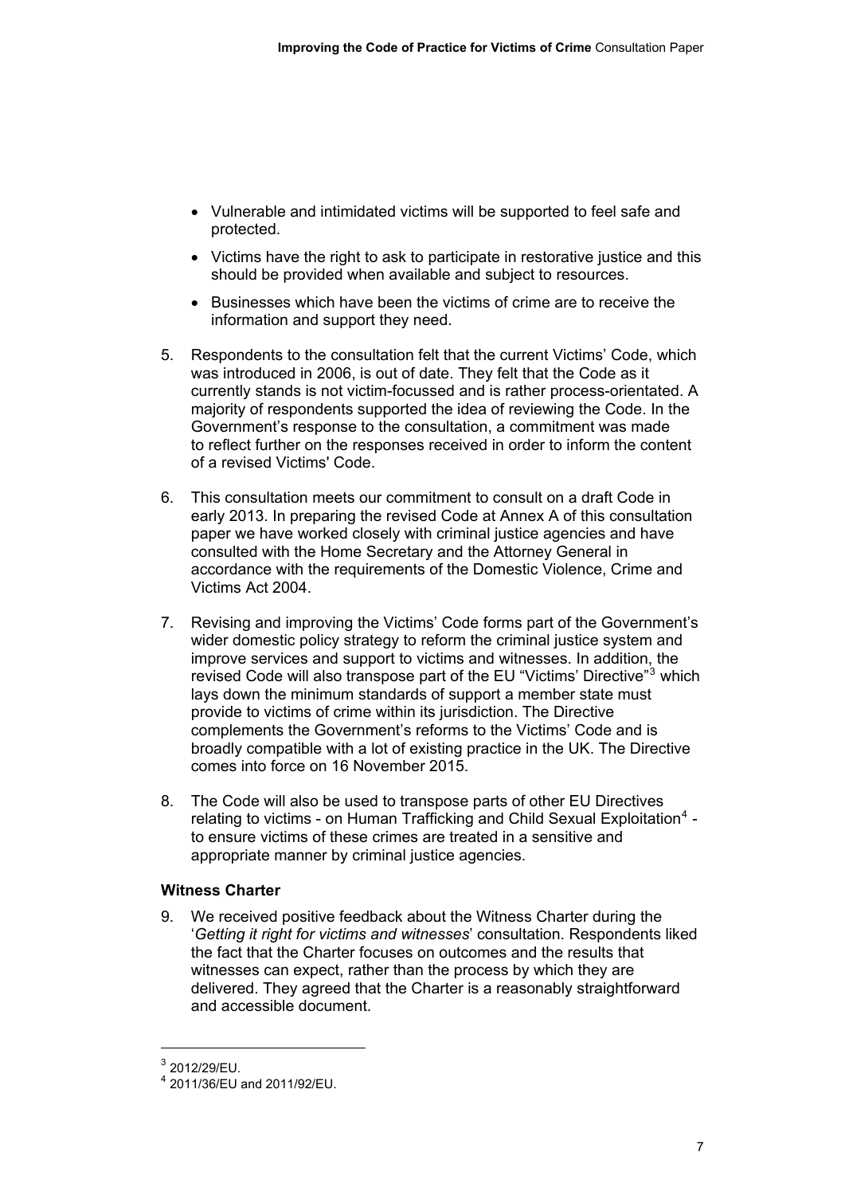- Vulnerable and intimidated victims will be supported to feel safe and protected.
- Victims have the right to ask to participate in restorative justice and this should be provided when available and subject to resources.
- Businesses which have been the victims of crime are to receive the information and support they need.

5. Respondents to the consultation felt that the current Victims' Code, which was introduced in 2006, is out of date. They felt that the Code as it currently stands is not victim-focussed and is rather process-orientated. A majority of respondents supported the idea of reviewing the Code. In the Government's response to the consultation, a commitment was made to reflect further on the responses received in order to inform the content of a revised Victims' Code.

6. This consultation meets our commitment to consult on a draft Code in early 2013. In preparing the revised Code at Annex A of this consultation paper we have worked closely with criminal justice agencies and have consulted with the Home Secretary and the Attorney General in accordance with the requirements of the Domestic Violence, Crime and Victims Act 2004.

7. Revising and improving the Victims' Code forms part of the Government's wider domestic policy strategy to reform the criminal justice system and improve services and support to victims and witnesses. In addition, the revised Code will also transpose part of the EU "Victims' Directive"[3] which lays down the minimum standards of support a member state must provide to victims of crime within its jurisdiction. The Directive complements the Government's reforms to the Victims' Code and is broadly compatible with a lot of existing practice in the UK. The Directive comes into force on 16 November 2015.

8. The Code will also be used to transpose parts of other EU Directives relating to victims - on Human Trafficking and Child Sexual Exploitation[4] - to ensure victims of these crimes are treated in a sensitive and appropriate manner by criminal justice agencies.

### Witness Charter

9. We received positive feedback about the Witness Charter during the '*Getting it right for victims and witnesses*' consultation. Respondents liked the fact that the Charter focuses on outcomes and the results that witnesses can expect, rather than the process by which they are delivered. They agreed that the Charter is a reasonably straightforward and accessible document.

---

[3] 2012/29/EU.

[4] 2011/36/EU and 2011/92/EU.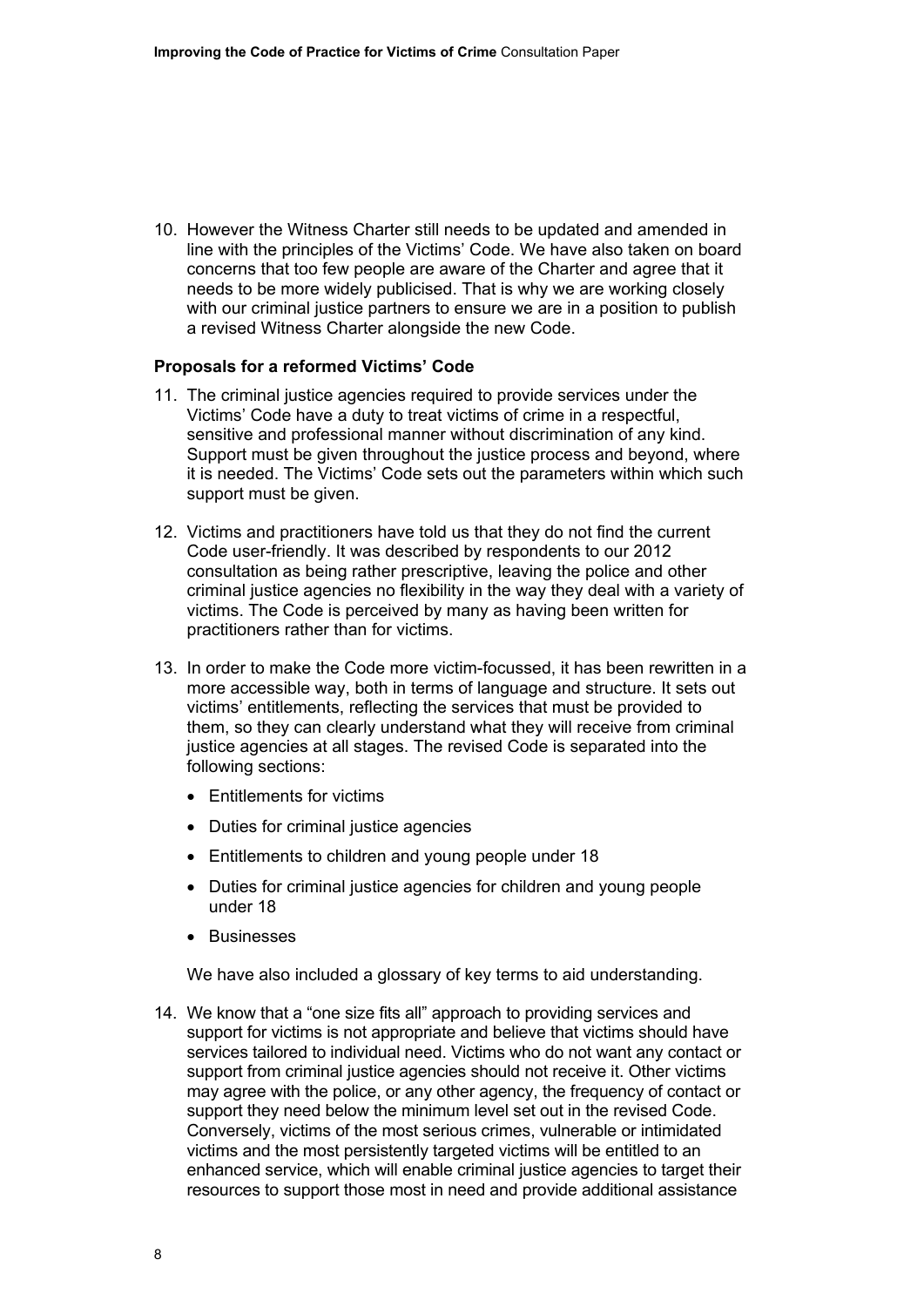10. However the Witness Charter still needs to be updated and amended in line with the principles of the Victims' Code. We have also taken on board concerns that too few people are aware of the Charter and agree that it needs to be more widely publicised. That is why we are working closely with our criminal justice partners to ensure we are in a position to publish a revised Witness Charter alongside the new Code.

**Proposals for a reformed Victims' Code**

11. The criminal justice agencies required to provide services under the Victims' Code have a duty to treat victims of crime in a respectful, sensitive and professional manner without discrimination of any kind. Support must be given throughout the justice process and beyond, where it is needed. The Victims' Code sets out the parameters within which such support must be given.

12. Victims and practitioners have told us that they do not find the current Code user-friendly. It was described by respondents to our 2012 consultation as being rather prescriptive, leaving the police and other criminal justice agencies no flexibility in the way they deal with a variety of victims. The Code is perceived by many as having been written for practitioners rather than for victims.

13. In order to make the Code more victim-focussed, it has been rewritten in a more accessible way, both in terms of language and structure. It sets out victims' entitlements, reflecting the services that must be provided to them, so they can clearly understand what they will receive from criminal justice agencies at all stages. The revised Code is separated into the following sections:

    - Entitlements for victims
    - Duties for criminal justice agencies
    - Entitlements to children and young people under 18
    - Duties for criminal justice agencies for children and young people under 18
    - Businesses

    We have also included a glossary of key terms to aid understanding.

14. We know that a "one size fits all" approach to providing services and support for victims is not appropriate and believe that victims should have services tailored to individual need. Victims who do not want any contact or support from criminal justice agencies should not receive it. Other victims may agree with the police, or any other agency, the frequency of contact or support they need below the minimum level set out in the revised Code. Conversely, victims of the most serious crimes, vulnerable or intimidated victims and the most persistently targeted victims will be entitled to an enhanced service, which will enable criminal justice agencies to target their resources to support those most in need and provide additional assistance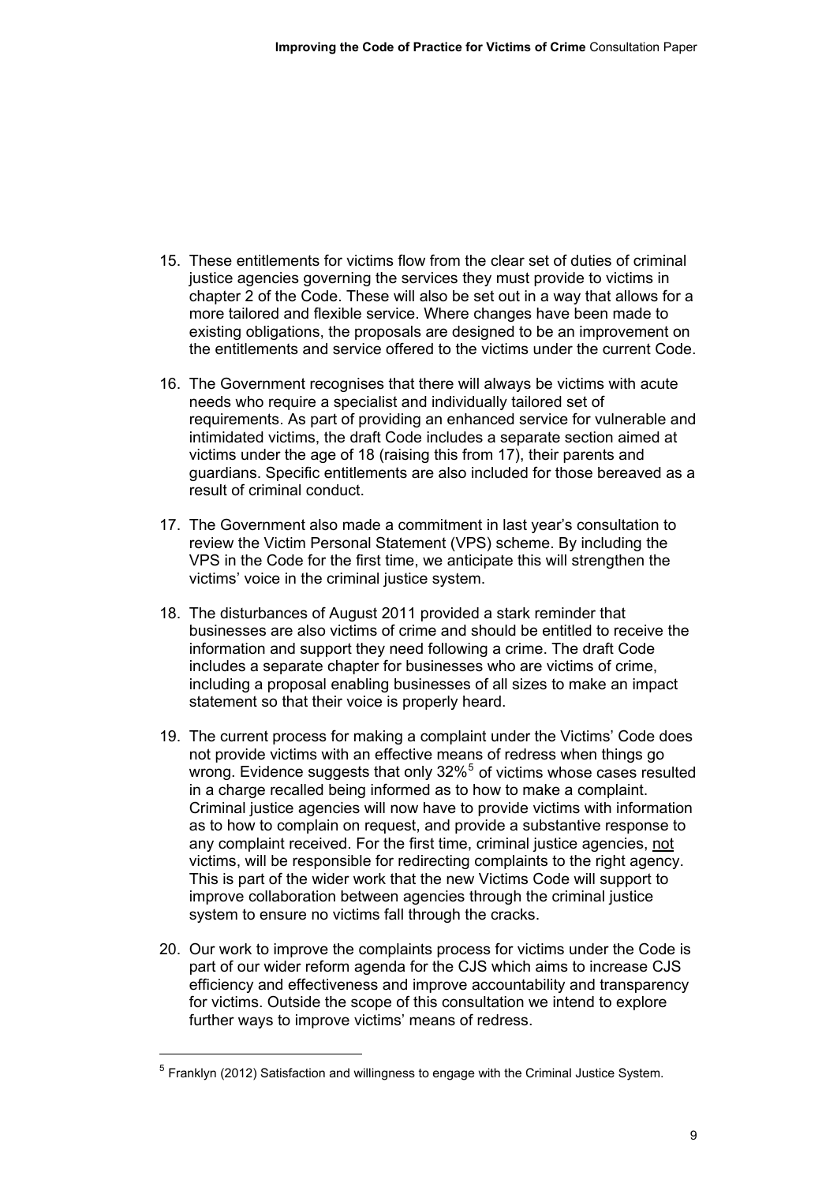15. These entitlements for victims flow from the clear set of duties of criminal justice agencies governing the services they must provide to victims in chapter 2 of the Code. These will also be set out in a way that allows for a more tailored and flexible service. Where changes have been made to existing obligations, the proposals are designed to be an improvement on the entitlements and service offered to the victims under the current Code.

16. The Government recognises that there will always be victims with acute needs who require a specialist and individually tailored set of requirements. As part of providing an enhanced service for vulnerable and intimidated victims, the draft Code includes a separate section aimed at victims under the age of 18 (raising this from 17), their parents and guardians. Specific entitlements are also included for those bereaved as a result of criminal conduct.

17. The Government also made a commitment in last year's consultation to review the Victim Personal Statement (VPS) scheme. By including the VPS in the Code for the first time, we anticipate this will strengthen the victims' voice in the criminal justice system.

18. The disturbances of August 2011 provided a stark reminder that businesses are also victims of crime and should be entitled to receive the information and support they need following a crime. The draft Code includes a separate chapter for businesses who are victims of crime, including a proposal enabling businesses of all sizes to make an impact statement so that their voice is properly heard.

19. The current process for making a complaint under the Victims' Code does not provide victims with an effective means of redress when things go wrong. Evidence suggests that only 32%[5] of victims whose cases resulted in a charge recalled being informed as to how to make a complaint. Criminal justice agencies will now have to provide victims with information as to how to complain on request, and provide a substantive response to any complaint received. For the first time, criminal justice agencies, <u>not</u> victims, will be responsible for redirecting complaints to the right agency. This is part of the wider work that the new Victims Code will support to improve collaboration between agencies through the criminal justice system to ensure no victims fall through the cracks.

20. Our work to improve the complaints process for victims under the Code is part of our wider reform agenda for the CJS which aims to increase CJS efficiency and effectiveness and improve accountability and transparency for victims. Outside the scope of this consultation we intend to explore further ways to improve victims' means of redress.

---

[5] Franklyn (2012) Satisfaction and willingness to engage with the Criminal Justice System.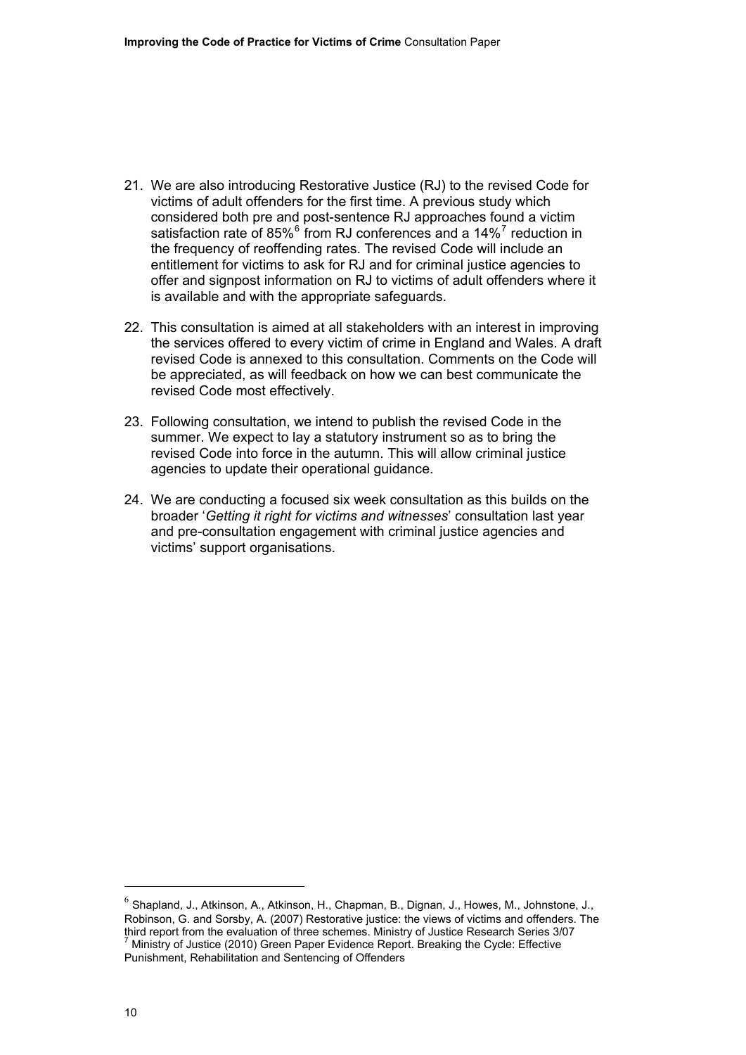21. We are also introducing Restorative Justice (RJ) to the revised Code for victims of adult offenders for the first time. A previous study which considered both pre and post-sentence RJ approaches found a victim satisfaction rate of 85%[6] from RJ conferences and a 14%[7] reduction in the frequency of reoffending rates. The revised Code will include an entitlement for victims to ask for RJ and for criminal justice agencies to offer and signpost information on RJ to victims of adult offenders where it is available and with the appropriate safeguards.

22. This consultation is aimed at all stakeholders with an interest in improving the services offered to every victim of crime in England and Wales. A draft revised Code is annexed to this consultation. Comments on the Code will be appreciated, as will feedback on how we can best communicate the revised Code most effectively.

23. Following consultation, we intend to publish the revised Code in the summer. We expect to lay a statutory instrument so as to bring the revised Code into force in the autumn. This will allow criminal justice agencies to update their operational guidance.

24. We are conducting a focused six week consultation as this builds on the broader '*Getting it right for victims and witnesses*' consultation last year and pre-consultation engagement with criminal justice agencies and victims' support organisations.

---

[6] Shapland, J., Atkinson, A., Atkinson, H., Chapman, B., Dignan, J., Howes, M., Johnstone, J., Robinson, G. and Sorsby, A. (2007) Restorative justice: the views of victims and offenders. The third report from the evaluation of three schemes. Ministry of Justice Research Series 3/07

[7] Ministry of Justice (2010) Green Paper Evidence Report. Breaking the Cycle: Effective Punishment, Rehabilitation and Sentencing of Offenders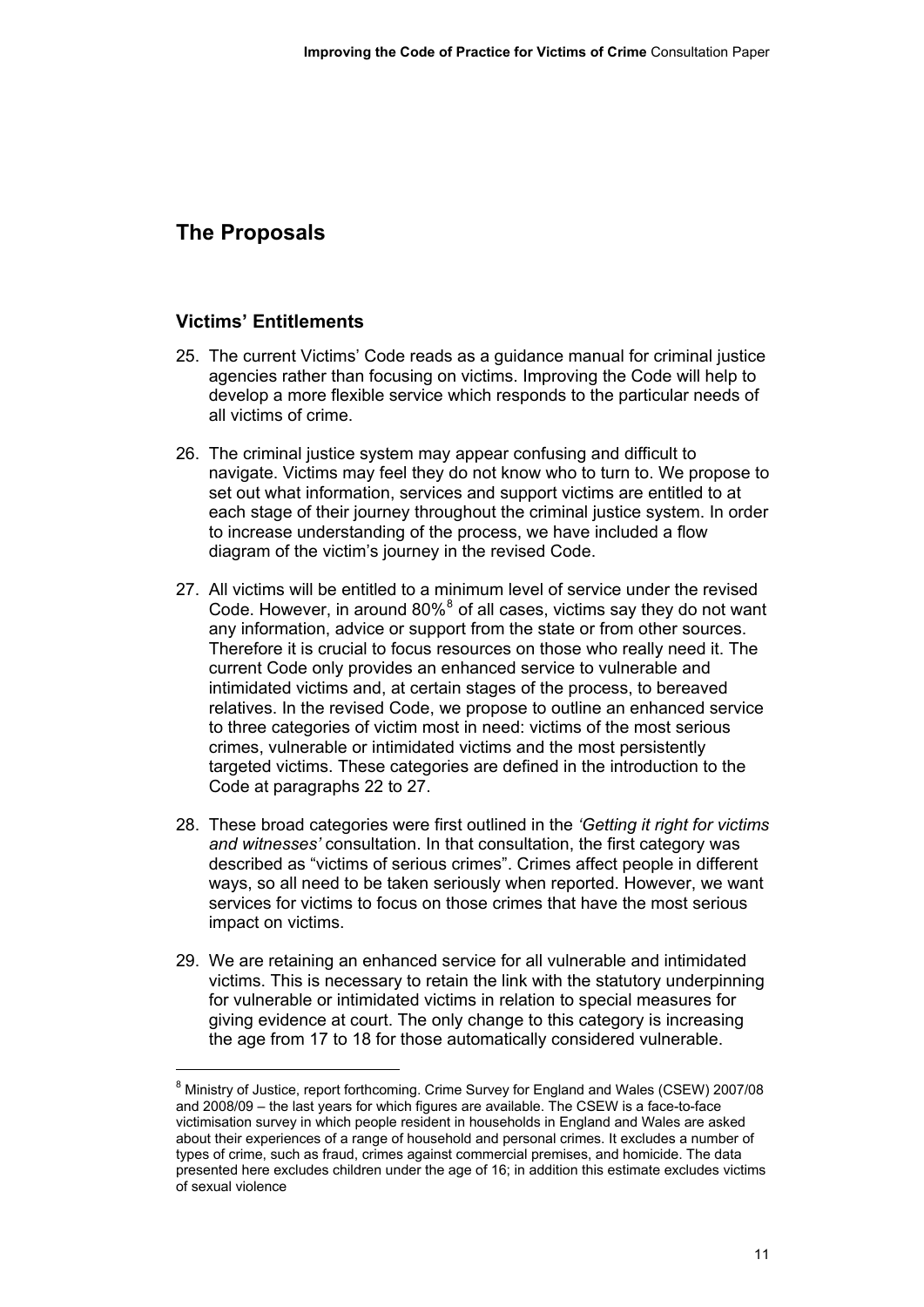## The Proposals

### Victims' Entitlements

25. The current Victims' Code reads as a guidance manual for criminal justice agencies rather than focusing on victims. Improving the Code will help to develop a more flexible service which responds to the particular needs of all victims of crime.

26. The criminal justice system may appear confusing and difficult to navigate. Victims may feel they do not know who to turn to. We propose to set out what information, services and support victims are entitled to at each stage of their journey throughout the criminal justice system. In order to increase understanding of the process, we have included a flow diagram of the victim's journey in the revised Code.

27. All victims will be entitled to a minimum level of service under the revised Code. However, in around 80%[8] of all cases, victims say they do not want any information, advice or support from the state or from other sources. Therefore it is crucial to focus resources on those who really need it. The current Code only provides an enhanced service to vulnerable and intimidated victims and, at certain stages of the process, to bereaved relatives. In the revised Code, we propose to outline an enhanced service to three categories of victim most in need: victims of the most serious crimes, vulnerable or intimidated victims and the most persistently targeted victims. These categories are defined in the introduction to the Code at paragraphs 22 to 27.

28. These broad categories were first outlined in the *'Getting it right for victims and witnesses'* consultation. In that consultation, the first category was described as "victims of serious crimes". Crimes affect people in different ways, so all need to be taken seriously when reported. However, we want services for victims to focus on those crimes that have the most serious impact on victims.

29. We are retaining an enhanced service for all vulnerable and intimidated victims. This is necessary to retain the link with the statutory underpinning for vulnerable or intimidated victims in relation to special measures for giving evidence at court. The only change to this category is increasing the age from 17 to 18 for those automatically considered vulnerable.

---

[8] Ministry of Justice, report forthcoming. Crime Survey for England and Wales (CSEW) 2007/08 and 2008/09 – the last years for which figures are available. The CSEW is a face-to-face victimisation survey in which people resident in households in England and Wales are asked about their experiences of a range of household and personal crimes. It excludes a number of types of crime, such as fraud, crimes against commercial premises, and homicide. The data presented here excludes children under the age of 16; in addition this estimate excludes victims of sexual violence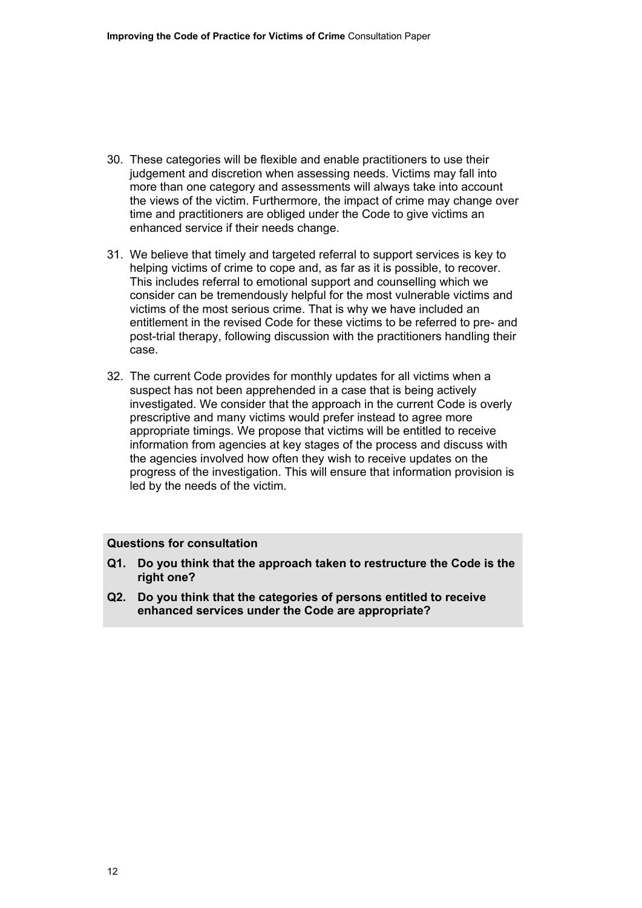30. These categories will be flexible and enable practitioners to use their judgement and discretion when assessing needs. Victims may fall into more than one category and assessments will always take into account the views of the victim. Furthermore, the impact of crime may change over time and practitioners are obliged under the Code to give victims an enhanced service if their needs change.

31. We believe that timely and targeted referral to support services is key to helping victims of crime to cope and, as far as it is possible, to recover. This includes referral to emotional support and counselling which we consider can be tremendously helpful for the most vulnerable victims and victims of the most serious crime. That is why we have included an entitlement in the revised Code for these victims to be referred to pre- and post-trial therapy, following discussion with the practitioners handling their case.

32. The current Code provides for monthly updates for all victims when a suspect has not been apprehended in a case that is being actively investigated. We consider that the approach in the current Code is overly prescriptive and many victims would prefer instead to agree more appropriate timings. We propose that victims will be entitled to receive information from agencies at key stages of the process and discuss with the agencies involved how often they wish to receive updates on the progress of the investigation. This will ensure that information provision is led by the needs of the victim.

**Questions for consultation**

**Q1. Do you think that the approach taken to restructure the Code is the right one?**

**Q2. Do you think that the categories of persons entitled to receive enhanced services under the Code are appropriate?**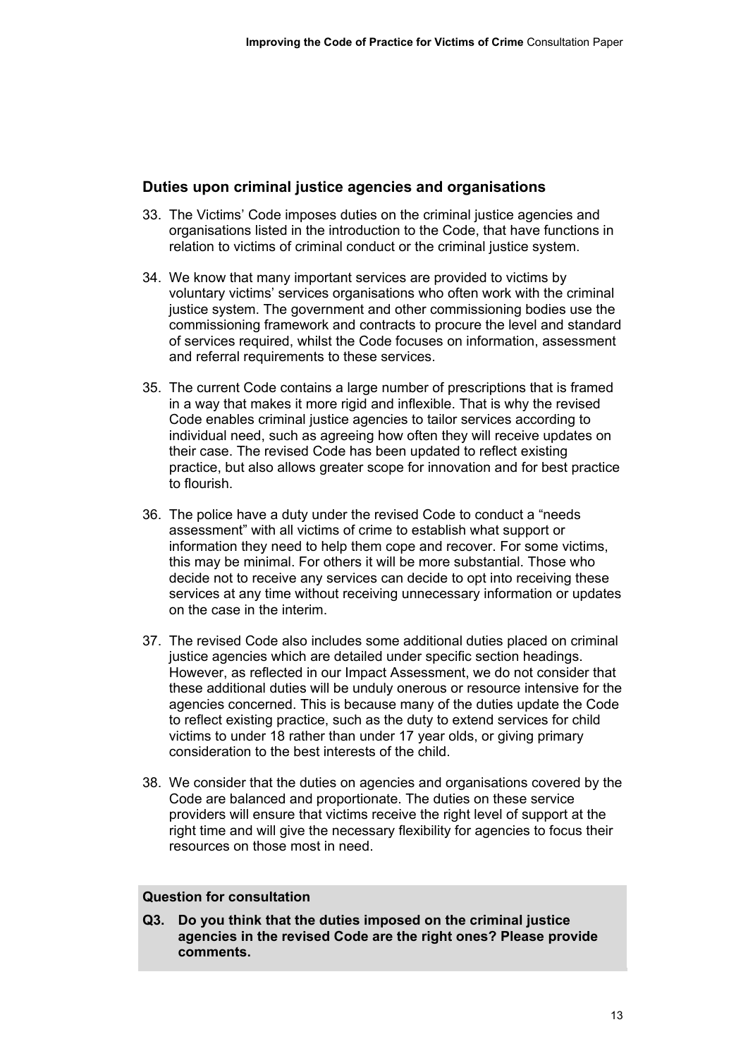## Duties upon criminal justice agencies and organisations

33. The Victims' Code imposes duties on the criminal justice agencies and organisations listed in the introduction to the Code, that have functions in relation to victims of criminal conduct or the criminal justice system.

34. We know that many important services are provided to victims by voluntary victims' services organisations who often work with the criminal justice system. The government and other commissioning bodies use the commissioning framework and contracts to procure the level and standard of services required, whilst the Code focuses on information, assessment and referral requirements to these services.

35. The current Code contains a large number of prescriptions that is framed in a way that makes it more rigid and inflexible. That is why the revised Code enables criminal justice agencies to tailor services according to individual need, such as agreeing how often they will receive updates on their case. The revised Code has been updated to reflect existing practice, but also allows greater scope for innovation and for best practice to flourish.

36. The police have a duty under the revised Code to conduct a "needs assessment" with all victims of crime to establish what support or information they need to help them cope and recover. For some victims, this may be minimal. For others it will be more substantial. Those who decide not to receive any services can decide to opt into receiving these services at any time without receiving unnecessary information or updates on the case in the interim.

37. The revised Code also includes some additional duties placed on criminal justice agencies which are detailed under specific section headings. However, as reflected in our Impact Assessment, we do not consider that these additional duties will be unduly onerous or resource intensive for the agencies concerned. This is because many of the duties update the Code to reflect existing practice, such as the duty to extend services for child victims to under 18 rather than under 17 year olds, or giving primary consideration to the best interests of the child.

38. We consider that the duties on agencies and organisations covered by the Code are balanced and proportionate. The duties on these service providers will ensure that victims receive the right level of support at the right time and will give the necessary flexibility for agencies to focus their resources on those most in need.

**Question for consultation**

**Q3. Do you think that the duties imposed on the criminal justice agencies in the revised Code are the right ones? Please provide comments.**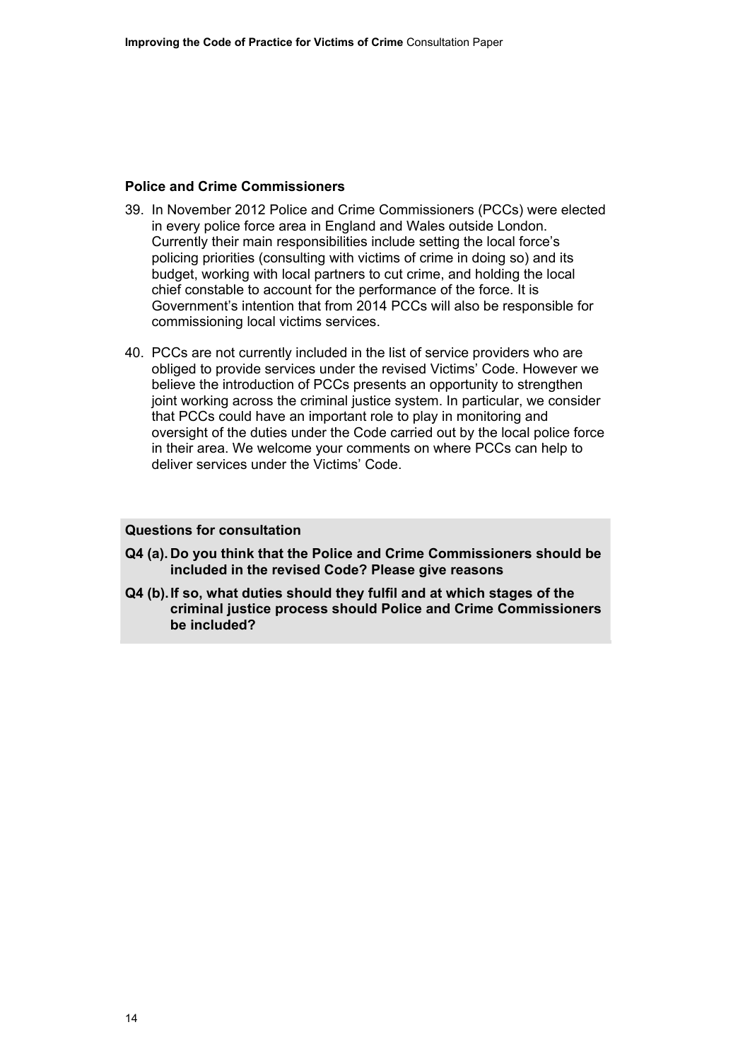### Police and Crime Commissioners

39. In November 2012 Police and Crime Commissioners (PCCs) were elected in every police force area in England and Wales outside London. Currently their main responsibilities include setting the local force's policing priorities (consulting with victims of crime in doing so) and its budget, working with local partners to cut crime, and holding the local chief constable to account for the performance of the force. It is Government's intention that from 2014 PCCs will also be responsible for commissioning local victims services.

40. PCCs are not currently included in the list of service providers who are obliged to provide services under the revised Victims' Code. However we believe the introduction of PCCs presents an opportunity to strengthen joint working across the criminal justice system. In particular, we consider that PCCs could have an important role to play in monitoring and oversight of the duties under the Code carried out by the local police force in their area. We welcome your comments on where PCCs can help to deliver services under the Victims' Code.

**Questions for consultation**

**Q4 (a). Do you think that the Police and Crime Commissioners should be included in the revised Code? Please give reasons**

**Q4 (b). If so, what duties should they fulfil and at which stages of the criminal justice process should Police and Crime Commissioners be included?**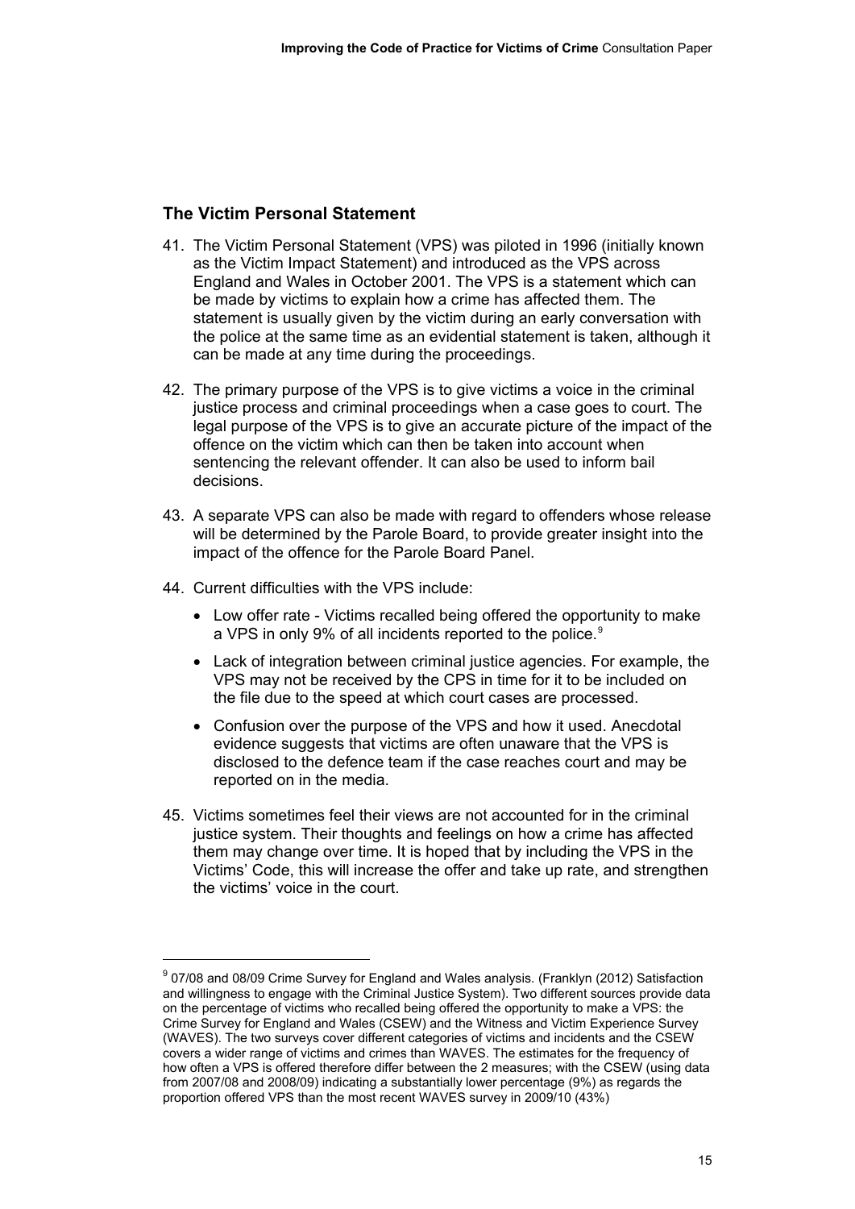## The Victim Personal Statement

41. The Victim Personal Statement (VPS) was piloted in 1996 (initially known as the Victim Impact Statement) and introduced as the VPS across England and Wales in October 2001. The VPS is a statement which can be made by victims to explain how a crime has affected them. The statement is usually given by the victim during an early conversation with the police at the same time as an evidential statement is taken, although it can be made at any time during the proceedings.

42. The primary purpose of the VPS is to give victims a voice in the criminal justice process and criminal proceedings when a case goes to court. The legal purpose of the VPS is to give an accurate picture of the impact of the offence on the victim which can then be taken into account when sentencing the relevant offender. It can also be used to inform bail decisions.

43. A separate VPS can also be made with regard to offenders whose release will be determined by the Parole Board, to provide greater insight into the impact of the offence for the Parole Board Panel.

44. Current difficulties with the VPS include:

    - Low offer rate - Victims recalled being offered the opportunity to make a VPS in only 9% of all incidents reported to the police.[9]
    - Lack of integration between criminal justice agencies. For example, the VPS may not be received by the CPS in time for it to be included on the file due to the speed at which court cases are processed.
    - Confusion over the purpose of the VPS and how it used. Anecdotal evidence suggests that victims are often unaware that the VPS is disclosed to the defence team if the case reaches court and may be reported on in the media.

45. Victims sometimes feel their views are not accounted for in the criminal justice system. Their thoughts and feelings on how a crime has affected them may change over time. It is hoped that by including the VPS in the Victims' Code, this will increase the offer and take up rate, and strengthen the victims' voice in the court.

---

[9] 07/08 and 08/09 Crime Survey for England and Wales analysis. (Franklyn (2012) Satisfaction and willingness to engage with the Criminal Justice System). Two different sources provide data on the percentage of victims who recalled being offered the opportunity to make a VPS: the Crime Survey for England and Wales (CSEW) and the Witness and Victim Experience Survey (WAVES). The two surveys cover different categories of victims and incidents and the CSEW covers a wider range of victims and crimes than WAVES. The estimates for the frequency of how often a VPS is offered therefore differ between the 2 measures; with the CSEW (using data from 2007/08 and 2008/09) indicating a substantially lower percentage (9%) as regards the proportion offered VPS than the most recent WAVES survey in 2009/10 (43%)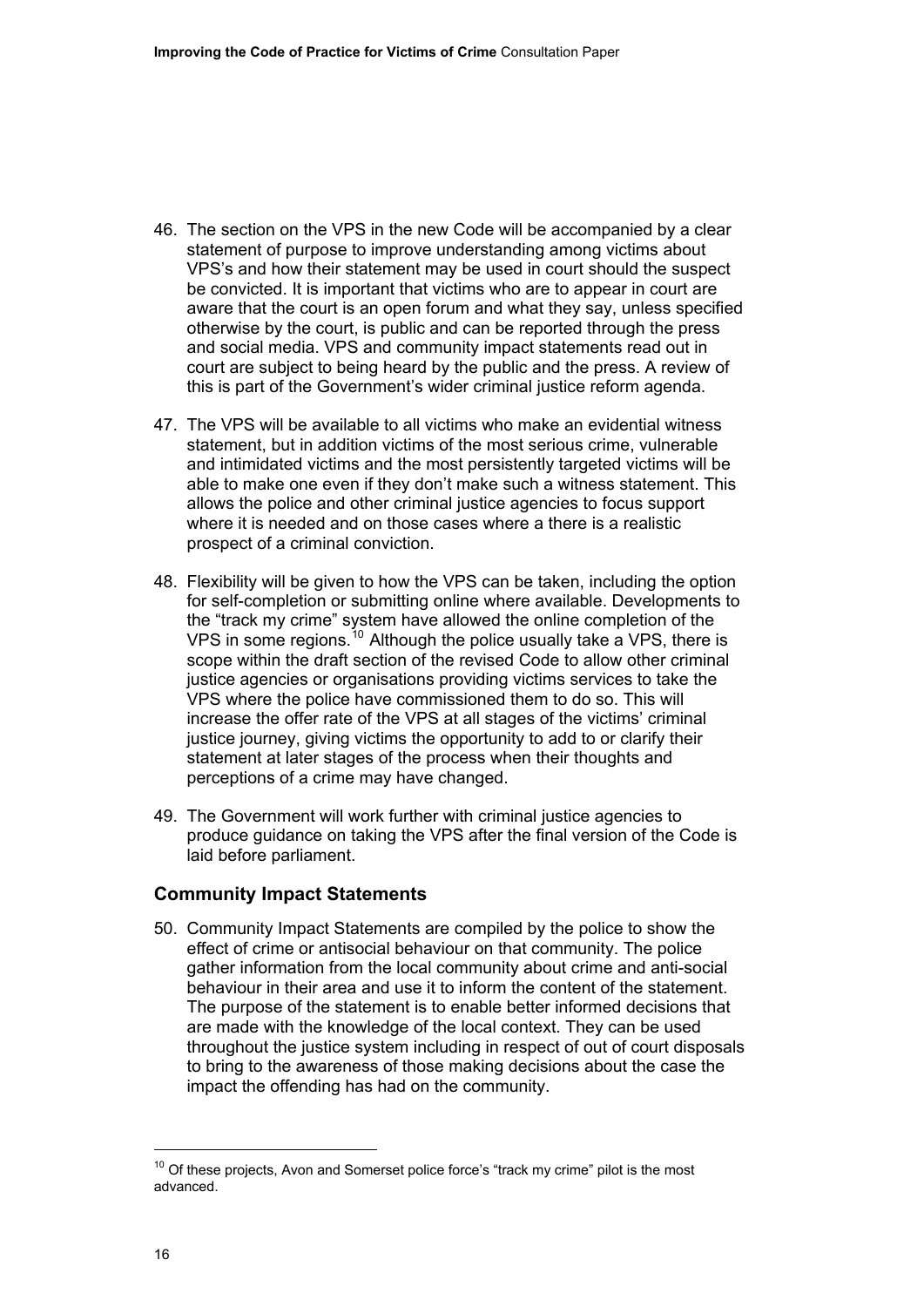46. The section on the VPS in the new Code will be accompanied by a clear statement of purpose to improve understanding among victims about VPS's and how their statement may be used in court should the suspect be convicted. It is important that victims who are to appear in court are aware that the court is an open forum and what they say, unless specified otherwise by the court, is public and can be reported through the press and social media. VPS and community impact statements read out in court are subject to being heard by the public and the press. A review of this is part of the Government's wider criminal justice reform agenda.

47. The VPS will be available to all victims who make an evidential witness statement, but in addition victims of the most serious crime, vulnerable and intimidated victims and the most persistently targeted victims will be able to make one even if they don't make such a witness statement. This allows the police and other criminal justice agencies to focus support where it is needed and on those cases where a there is a realistic prospect of a criminal conviction.

48. Flexibility will be given to how the VPS can be taken, including the option for self-completion or submitting online where available. Developments to the "track my crime" system have allowed the online completion of the VPS in some regions.[10] Although the police usually take a VPS, there is scope within the draft section of the revised Code to allow other criminal justice agencies or organisations providing victims services to take the VPS where the police have commissioned them to do so. This will increase the offer rate of the VPS at all stages of the victims' criminal justice journey, giving victims the opportunity to add to or clarify their statement at later stages of the process when their thoughts and perceptions of a crime may have changed.

49. The Government will work further with criminal justice agencies to produce guidance on taking the VPS after the final version of the Code is laid before parliament.

### Community Impact Statements

50. Community Impact Statements are compiled by the police to show the effect of crime or antisocial behaviour on that community. The police gather information from the local community about crime and anti-social behaviour in their area and use it to inform the content of the statement. The purpose of the statement is to enable better informed decisions that are made with the knowledge of the local context. They can be used throughout the justice system including in respect of out of court disposals to bring to the awareness of those making decisions about the case the impact the offending has had on the community.

---

[10] Of these projects, Avon and Somerset police force's "track my crime" pilot is the most advanced.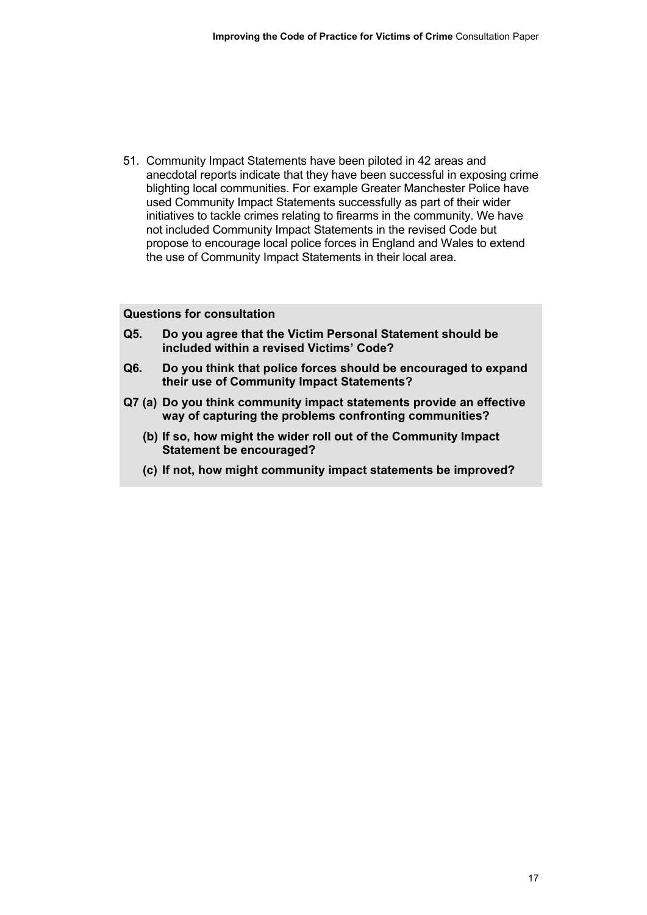51. Community Impact Statements have been piloted in 42 areas and anecdotal reports indicate that they have been successful in exposing crime blighting local communities. For example Greater Manchester Police have used Community Impact Statements successfully as part of their wider initiatives to tackle crimes relating to firearms in the community. We have not included Community Impact Statements in the revised Code but propose to encourage local police forces in England and Wales to extend the use of Community Impact Statements in their local area.

**Questions for consultation**

**Q5. Do you agree that the Victim Personal Statement should be included within a revised Victims' Code?**

**Q6. Do you think that police forces should be encouraged to expand their use of Community Impact Statements?**

**Q7 (a) Do you think community impact statements provide an effective way of capturing the problems confronting communities?**

**(b) If so, how might the wider roll out of the Community Impact Statement be encouraged?**

**(c) If not, how might community impact statements be improved?**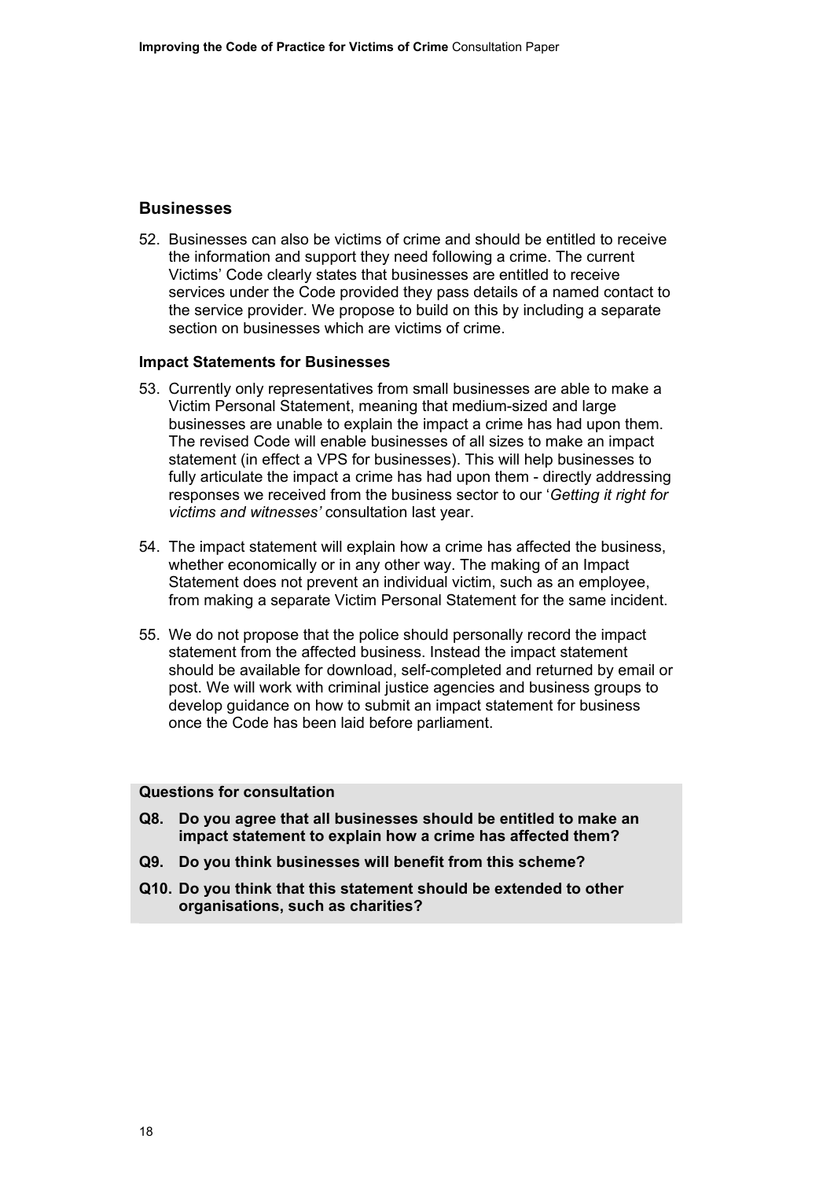## Businesses

52. Businesses can also be victims of crime and should be entitled to receive the information and support they need following a crime. The current Victims' Code clearly states that businesses are entitled to receive services under the Code provided they pass details of a named contact to the service provider. We propose to build on this by including a separate section on businesses which are victims of crime.

### Impact Statements for Businesses

53. Currently only representatives from small businesses are able to make a Victim Personal Statement, meaning that medium-sized and large businesses are unable to explain the impact a crime has had upon them. The revised Code will enable businesses of all sizes to make an impact statement (in effect a VPS for businesses). This will help businesses to fully articulate the impact a crime has had upon them - directly addressing responses we received from the business sector to our '*Getting it right for victims and witnesses'* consultation last year.

54. The impact statement will explain how a crime has affected the business, whether economically or in any other way. The making of an Impact Statement does not prevent an individual victim, such as an employee, from making a separate Victim Personal Statement for the same incident.

55. We do not propose that the police should personally record the impact statement from the affected business. Instead the impact statement should be available for download, self-completed and returned by email or post. We will work with criminal justice agencies and business groups to develop guidance on how to submit an impact statement for business once the Code has been laid before parliament.

**Questions for consultation**

**Q8. Do you agree that all businesses should be entitled to make an impact statement to explain how a crime has affected them?**

**Q9. Do you think businesses will benefit from this scheme?**

**Q10. Do you think that this statement should be extended to other organisations, such as charities?**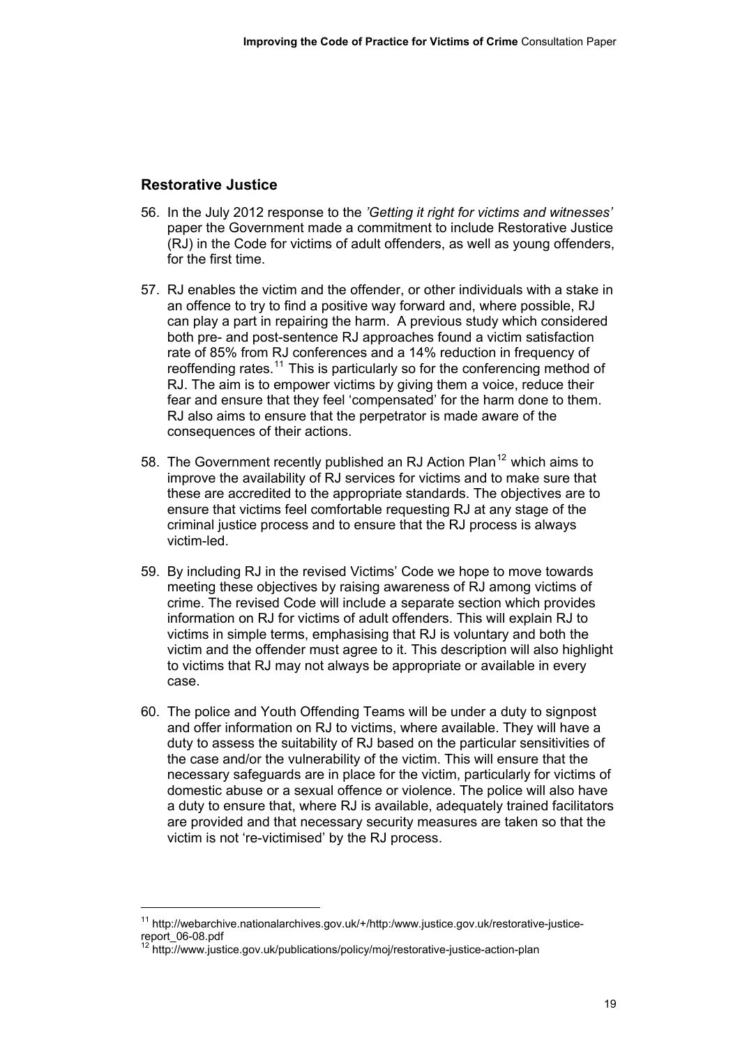## Restorative Justice

56. In the July 2012 response to the *'Getting it right for victims and witnesses'* paper the Government made a commitment to include Restorative Justice (RJ) in the Code for victims of adult offenders, as well as young offenders, for the first time.

57. RJ enables the victim and the offender, or other individuals with a stake in an offence to try to find a positive way forward and, where possible, RJ can play a part in repairing the harm. A previous study which considered both pre- and post-sentence RJ approaches found a victim satisfaction rate of 85% from RJ conferences and a 14% reduction in frequency of reoffending rates.[11] This is particularly so for the conferencing method of RJ. The aim is to empower victims by giving them a voice, reduce their fear and ensure that they feel 'compensated' for the harm done to them. RJ also aims to ensure that the perpetrator is made aware of the consequences of their actions.

58. The Government recently published an RJ Action Plan[12] which aims to improve the availability of RJ services for victims and to make sure that these are accredited to the appropriate standards. The objectives are to ensure that victims feel comfortable requesting RJ at any stage of the criminal justice process and to ensure that the RJ process is always victim-led.

59. By including RJ in the revised Victims' Code we hope to move towards meeting these objectives by raising awareness of RJ among victims of crime. The revised Code will include a separate section which provides information on RJ for victims of adult offenders. This will explain RJ to victims in simple terms, emphasising that RJ is voluntary and both the victim and the offender must agree to it. This description will also highlight to victims that RJ may not always be appropriate or available in every case.

60. The police and Youth Offending Teams will be under a duty to signpost and offer information on RJ to victims, where available. They will have a duty to assess the suitability of RJ based on the particular sensitivities of the case and/or the vulnerability of the victim. This will ensure that the necessary safeguards are in place for the victim, particularly for victims of domestic abuse or a sexual offence or violence. The police will also have a duty to ensure that, where RJ is available, adequately trained facilitators are provided and that necessary security measures are taken so that the victim is not 're-victimised' by the RJ process.

---

[11] http://webarchive.nationalarchives.gov.uk/+/http:/www.justice.gov.uk/restorative-justice-report_06-08.pdf

[12] http://www.justice.gov.uk/publications/policy/moj/restorative-justice-action-plan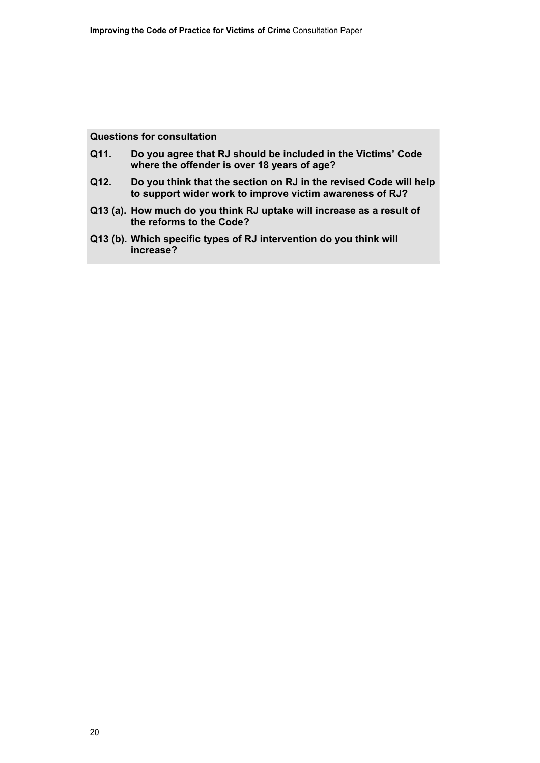**Questions for consultation**

**Q11. Do you agree that RJ should be included in the Victims' Code where the offender is over 18 years of age?**

**Q12. Do you think that the section on RJ in the revised Code will help to support wider work to improve victim awareness of RJ?**

**Q13 (a). How much do you think RJ uptake will increase as a result of the reforms to the Code?**

**Q13 (b). Which specific types of RJ intervention do you think will increase?**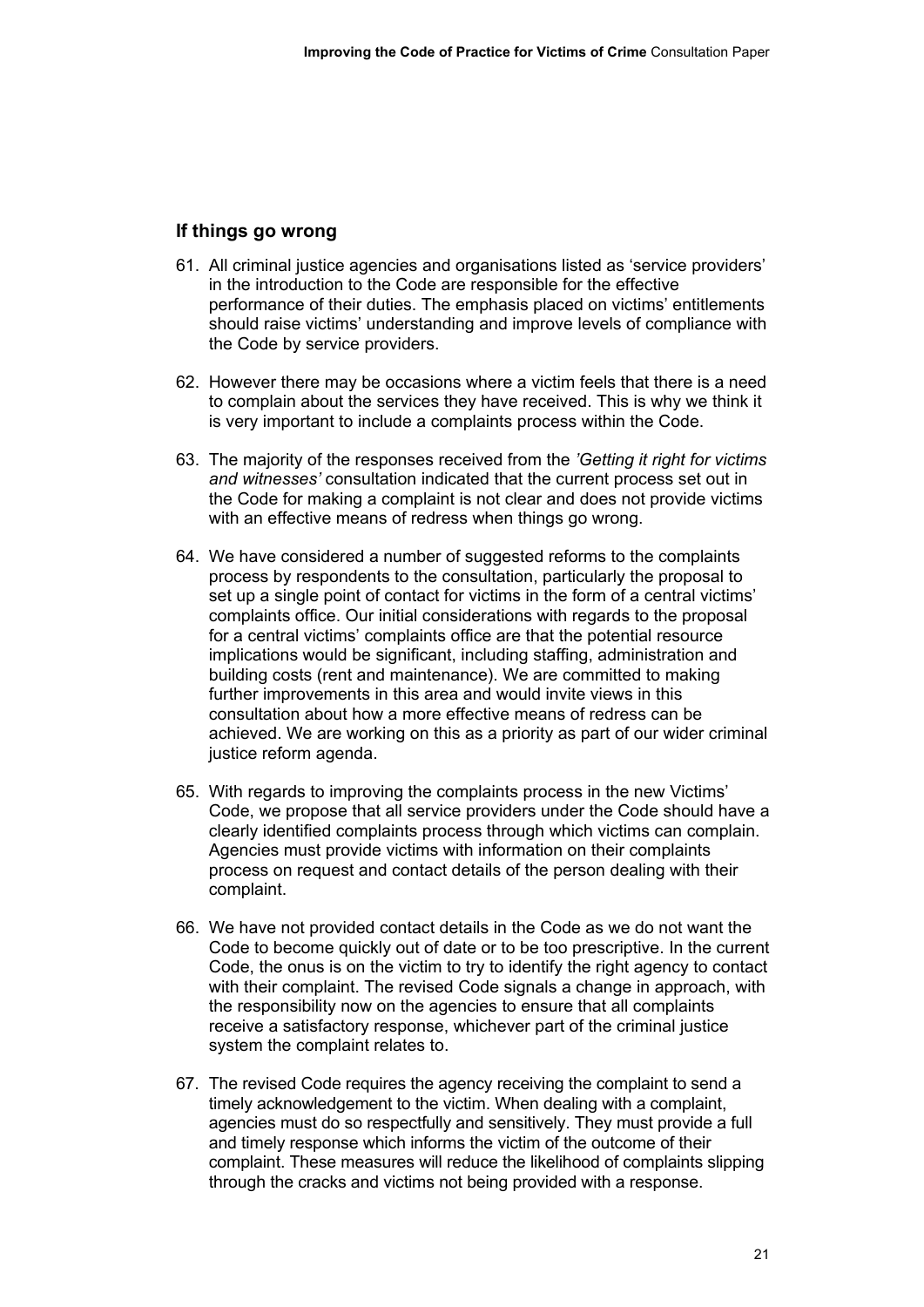## If things go wrong

61. All criminal justice agencies and organisations listed as 'service providers' in the introduction to the Code are responsible for the effective performance of their duties. The emphasis placed on victims' entitlements should raise victims' understanding and improve levels of compliance with the Code by service providers.

62. However there may be occasions where a victim feels that there is a need to complain about the services they have received. This is why we think it is very important to include a complaints process within the Code.

63. The majority of the responses received from the *'Getting it right for victims and witnesses'* consultation indicated that the current process set out in the Code for making a complaint is not clear and does not provide victims with an effective means of redress when things go wrong.

64. We have considered a number of suggested reforms to the complaints process by respondents to the consultation, particularly the proposal to set up a single point of contact for victims in the form of a central victims' complaints office. Our initial considerations with regards to the proposal for a central victims' complaints office are that the potential resource implications would be significant, including staffing, administration and building costs (rent and maintenance). We are committed to making further improvements in this area and would invite views in this consultation about how a more effective means of redress can be achieved. We are working on this as a priority as part of our wider criminal justice reform agenda.

65. With regards to improving the complaints process in the new Victims' Code, we propose that all service providers under the Code should have a clearly identified complaints process through which victims can complain. Agencies must provide victims with information on their complaints process on request and contact details of the person dealing with their complaint.

66. We have not provided contact details in the Code as we do not want the Code to become quickly out of date or to be too prescriptive. In the current Code, the onus is on the victim to try to identify the right agency to contact with their complaint. The revised Code signals a change in approach, with the responsibility now on the agencies to ensure that all complaints receive a satisfactory response, whichever part of the criminal justice system the complaint relates to.

67. The revised Code requires the agency receiving the complaint to send a timely acknowledgement to the victim. When dealing with a complaint, agencies must do so respectfully and sensitively. They must provide a full and timely response which informs the victim of the outcome of their complaint. These measures will reduce the likelihood of complaints slipping through the cracks and victims not being provided with a response.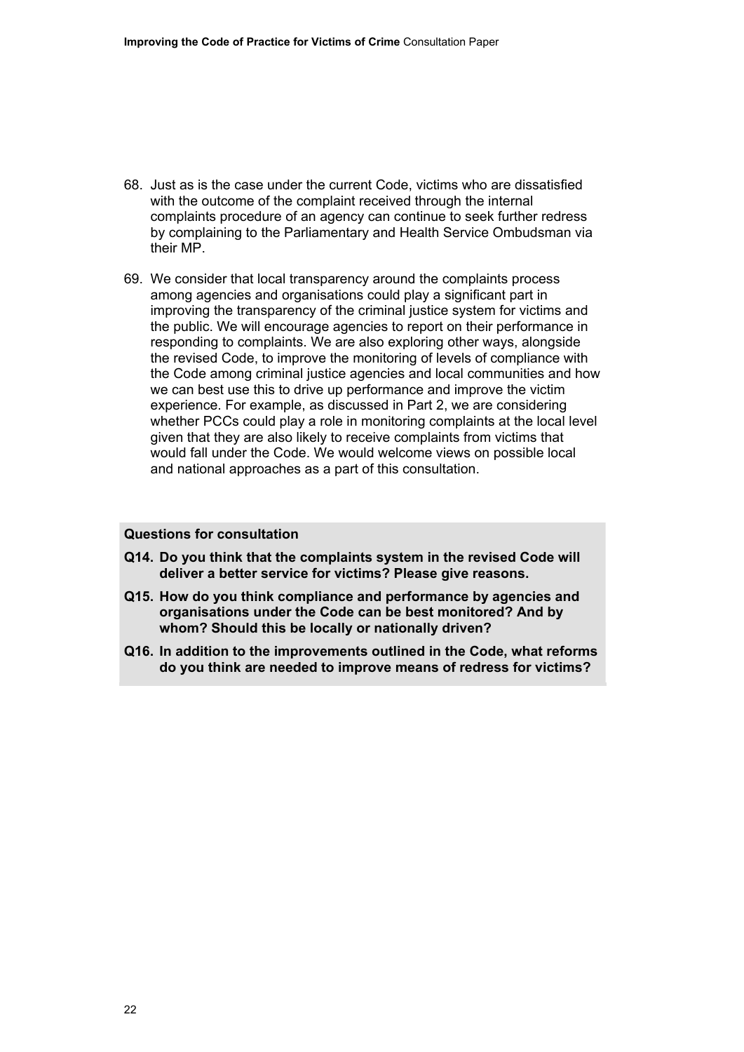68. Just as is the case under the current Code, victims who are dissatisfied with the outcome of the complaint received through the internal complaints procedure of an agency can continue to seek further redress by complaining to the Parliamentary and Health Service Ombudsman via their MP.

69. We consider that local transparency around the complaints process among agencies and organisations could play a significant part in improving the transparency of the criminal justice system for victims and the public. We will encourage agencies to report on their performance in responding to complaints. We are also exploring other ways, alongside the revised Code, to improve the monitoring of levels of compliance with the Code among criminal justice agencies and local communities and how we can best use this to drive up performance and improve the victim experience. For example, as discussed in Part 2, we are considering whether PCCs could play a role in monitoring complaints at the local level given that they are also likely to receive complaints from victims that would fall under the Code. We would welcome views on possible local and national approaches as a part of this consultation.

**Questions for consultation**

**Q14. Do you think that the complaints system in the revised Code will deliver a better service for victims? Please give reasons.**

**Q15. How do you think compliance and performance by agencies and organisations under the Code can be best monitored? And by whom? Should this be locally or nationally driven?**

**Q16. In addition to the improvements outlined in the Code, what reforms do you think are needed to improve means of redress for victims?**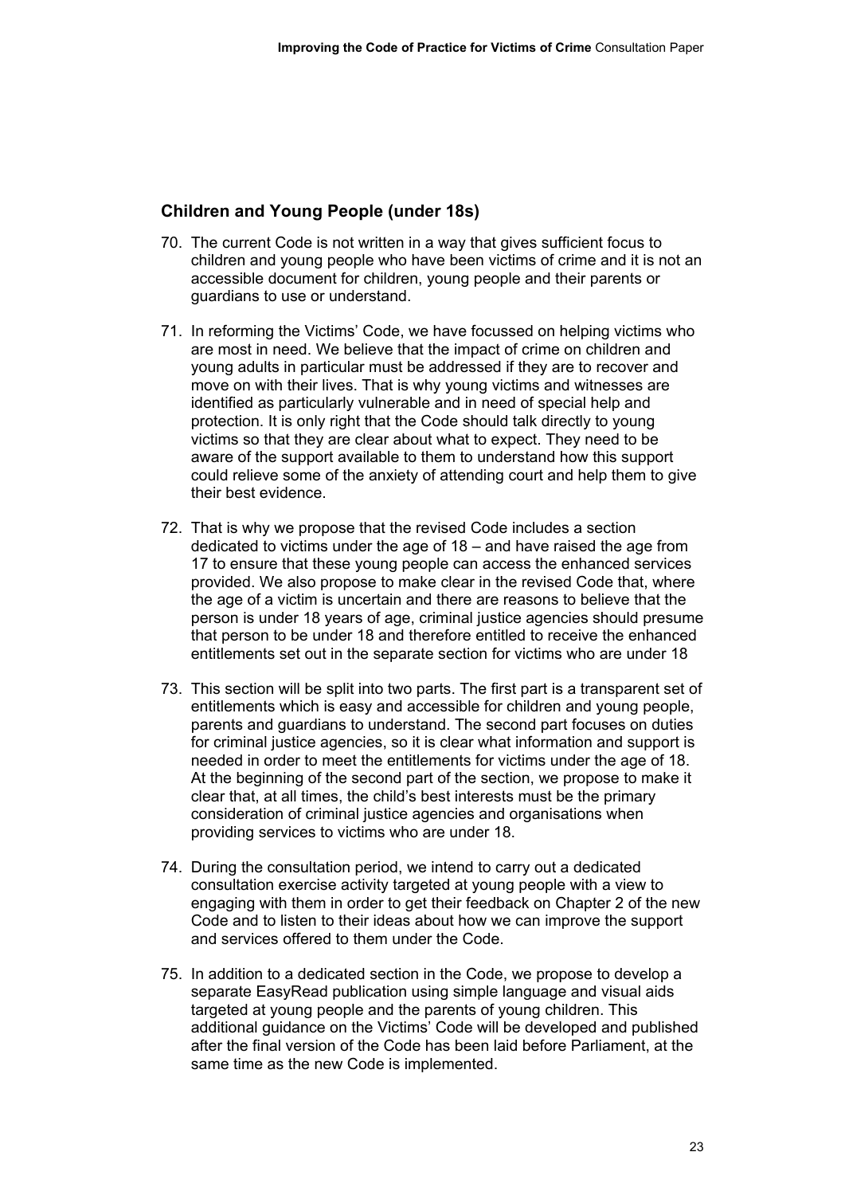## Children and Young People (under 18s)

70. The current Code is not written in a way that gives sufficient focus to children and young people who have been victims of crime and it is not an accessible document for children, young people and their parents or guardians to use or understand.

71. In reforming the Victims' Code, we have focussed on helping victims who are most in need. We believe that the impact of crime on children and young adults in particular must be addressed if they are to recover and move on with their lives. That is why young victims and witnesses are identified as particularly vulnerable and in need of special help and protection. It is only right that the Code should talk directly to young victims so that they are clear about what to expect. They need to be aware of the support available to them to understand how this support could relieve some of the anxiety of attending court and help them to give their best evidence.

72. That is why we propose that the revised Code includes a section dedicated to victims under the age of 18 – and have raised the age from 17 to ensure that these young people can access the enhanced services provided. We also propose to make clear in the revised Code that, where the age of a victim is uncertain and there are reasons to believe that the person is under 18 years of age, criminal justice agencies should presume that person to be under 18 and therefore entitled to receive the enhanced entitlements set out in the separate section for victims who are under 18

73. This section will be split into two parts. The first part is a transparent set of entitlements which is easy and accessible for children and young people, parents and guardians to understand. The second part focuses on duties for criminal justice agencies, so it is clear what information and support is needed in order to meet the entitlements for victims under the age of 18. At the beginning of the second part of the section, we propose to make it clear that, at all times, the child's best interests must be the primary consideration of criminal justice agencies and organisations when providing services to victims who are under 18.

74. During the consultation period, we intend to carry out a dedicated consultation exercise activity targeted at young people with a view to engaging with them in order to get their feedback on Chapter 2 of the new Code and to listen to their ideas about how we can improve the support and services offered to them under the Code.

75. In addition to a dedicated section in the Code, we propose to develop a separate EasyRead publication using simple language and visual aids targeted at young people and the parents of young children. This additional guidance on the Victims' Code will be developed and published after the final version of the Code has been laid before Parliament, at the same time as the new Code is implemented.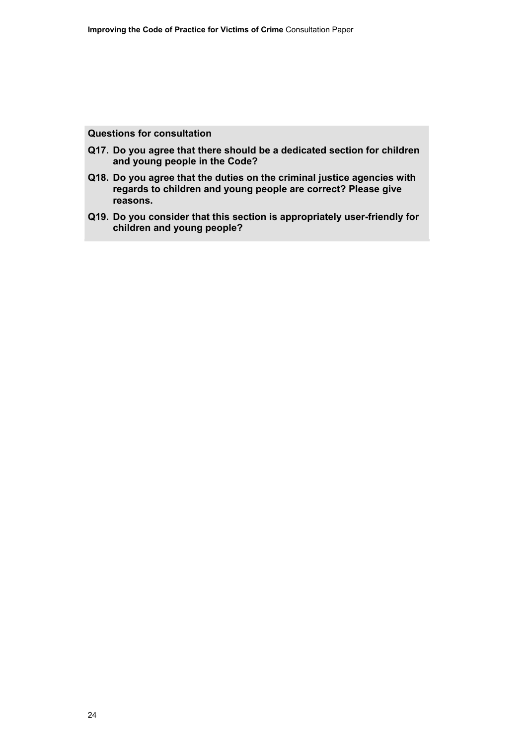**Questions for consultation**

**Q17. Do you agree that there should be a dedicated section for children and young people in the Code?**

**Q18. Do you agree that the duties on the criminal justice agencies with regards to children and young people are correct? Please give reasons.**

**Q19. Do you consider that this section is appropriately user-friendly for children and young people?**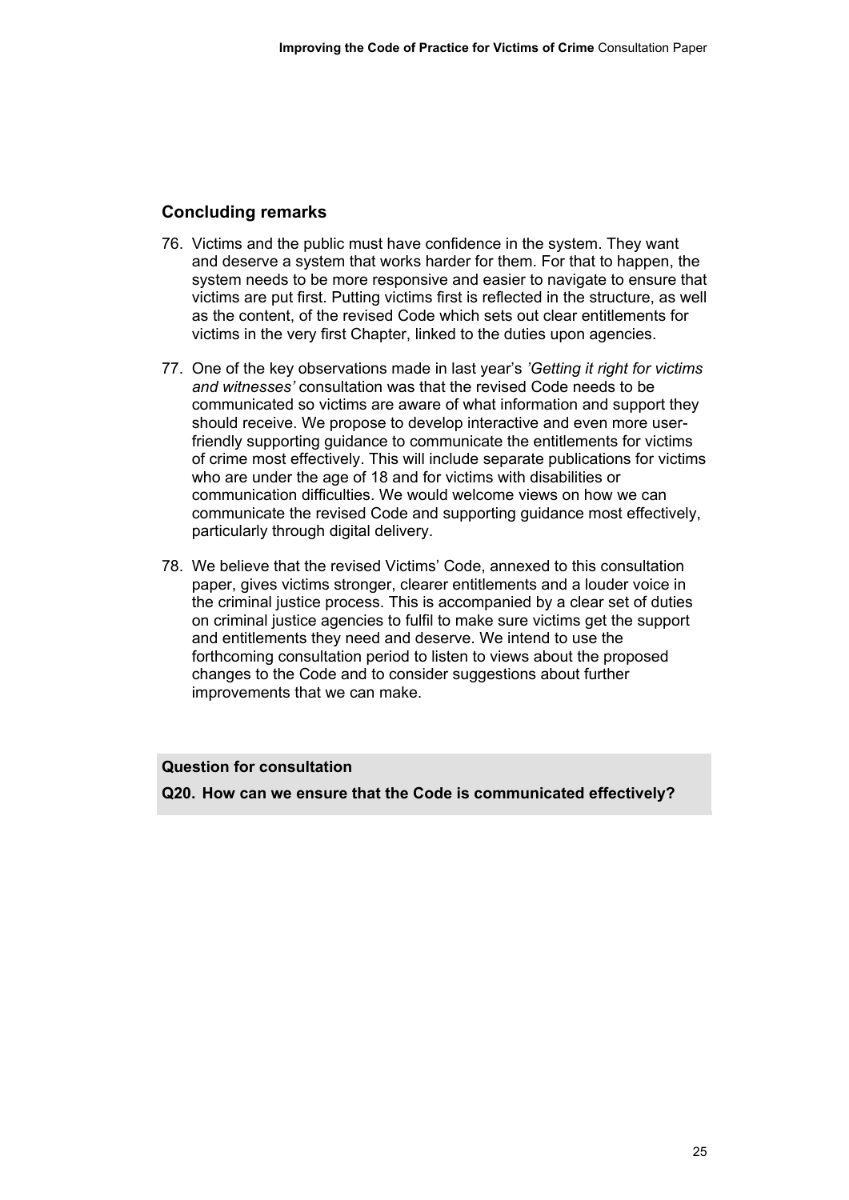## Concluding remarks

76. Victims and the public must have confidence in the system. They want and deserve a system that works harder for them. For that to happen, the system needs to be more responsive and easier to navigate to ensure that victims are put first. Putting victims first is reflected in the structure, as well as the content, of the revised Code which sets out clear entitlements for victims in the very first Chapter, linked to the duties upon agencies.

77. One of the key observations made in last year's *'Getting it right for victims and witnesses'* consultation was that the revised Code needs to be communicated so victims are aware of what information and support they should receive. We propose to develop interactive and even more user-friendly supporting guidance to communicate the entitlements for victims of crime most effectively. This will include separate publications for victims who are under the age of 18 and for victims with disabilities or communication difficulties. We would welcome views on how we can communicate the revised Code and supporting guidance most effectively, particularly through digital delivery.

78. We believe that the revised Victims' Code, annexed to this consultation paper, gives victims stronger, clearer entitlements and a louder voice in the criminal justice process. This is accompanied by a clear set of duties on criminal justice agencies to fulfil to make sure victims get the support and entitlements they need and deserve. We intend to use the forthcoming consultation period to listen to views about the proposed changes to the Code and to consider suggestions about further improvements that we can make.

**Question for consultation**

**Q20. How can we ensure that the Code is communicated effectively?**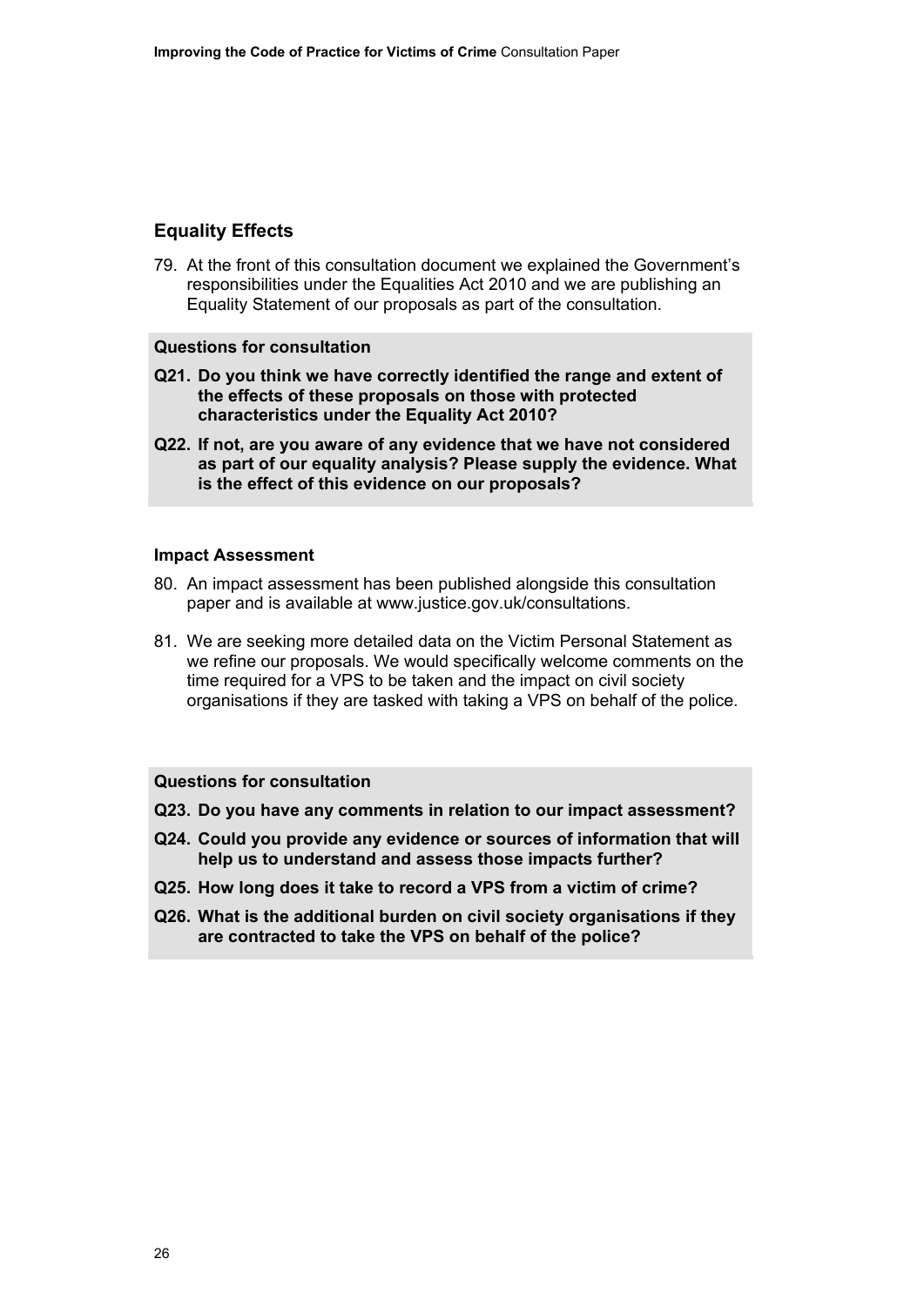## Equality Effects

79. At the front of this consultation document we explained the Government's responsibilities under the Equalities Act 2010 and we are publishing an Equality Statement of our proposals as part of the consultation.

**Questions for consultation**

**Q21. Do you think we have correctly identified the range and extent of the effects of these proposals on those with protected characteristics under the Equality Act 2010?**

**Q22. If not, are you aware of any evidence that we have not considered as part of our equality analysis? Please supply the evidence. What is the effect of this evidence on our proposals?**

### Impact Assessment

80. An impact assessment has been published alongside this consultation paper and is available at www.justice.gov.uk/consultations.

81. We are seeking more detailed data on the Victim Personal Statement as we refine our proposals. We would specifically welcome comments on the time required for a VPS to be taken and the impact on civil society organisations if they are tasked with taking a VPS on behalf of the police.

**Questions for consultation**

**Q23. Do you have any comments in relation to our impact assessment?**

**Q24. Could you provide any evidence or sources of information that will help us to understand and assess those impacts further?**

**Q25. How long does it take to record a VPS from a victim of crime?**

**Q26. What is the additional burden on civil society organisations if they are contracted to take the VPS on behalf of the police?**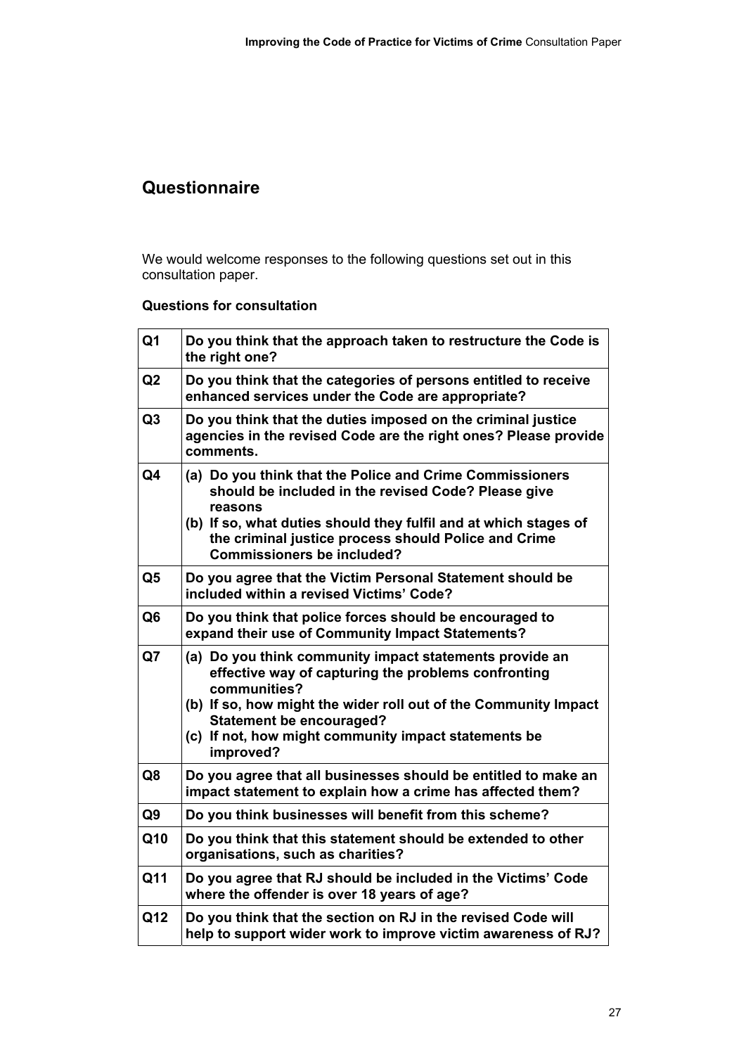## Questionnaire

We would welcome responses to the following questions set out in this consultation paper.

**Questions for consultation**

| | |
|---|---|
| **Q1** | **Do you think that the approach taken to restructure the Code is the right one?** |
| **Q2** | **Do you think that the categories of persons entitled to receive enhanced services under the Code are appropriate?** |
| **Q3** | **Do you think that the duties imposed on the criminal justice agencies in the revised Code are the right ones? Please provide comments.** |
| **Q4** | **(a) Do you think that the Police and Crime Commissioners should be included in the revised Code? Please give reasons** <br> **(b) If so, what duties should they fulfil and at which stages of the criminal justice process should Police and Crime Commissioners be included?** |
| **Q5** | **Do you agree that the Victim Personal Statement should be included within a revised Victims' Code?** |
| **Q6** | **Do you think that police forces should be encouraged to expand their use of Community Impact Statements?** |
| **Q7** | **(a) Do you think community impact statements provide an effective way of capturing the problems confronting communities?** <br> **(b) If so, how might the wider roll out of the Community Impact Statement be encouraged?** <br> **(c) If not, how might community impact statements be improved?** |
| **Q8** | **Do you agree that all businesses should be entitled to make an impact statement to explain how a crime has affected them?** |
| **Q9** | **Do you think businesses will benefit from this scheme?** |
| **Q10** | **Do you think that this statement should be extended to other organisations, such as charities?** |
| **Q11** | **Do you agree that RJ should be included in the Victims' Code where the offender is over 18 years of age?** |
| **Q12** | **Do you think that the section on RJ in the revised Code will help to support wider work to improve victim awareness of RJ?** |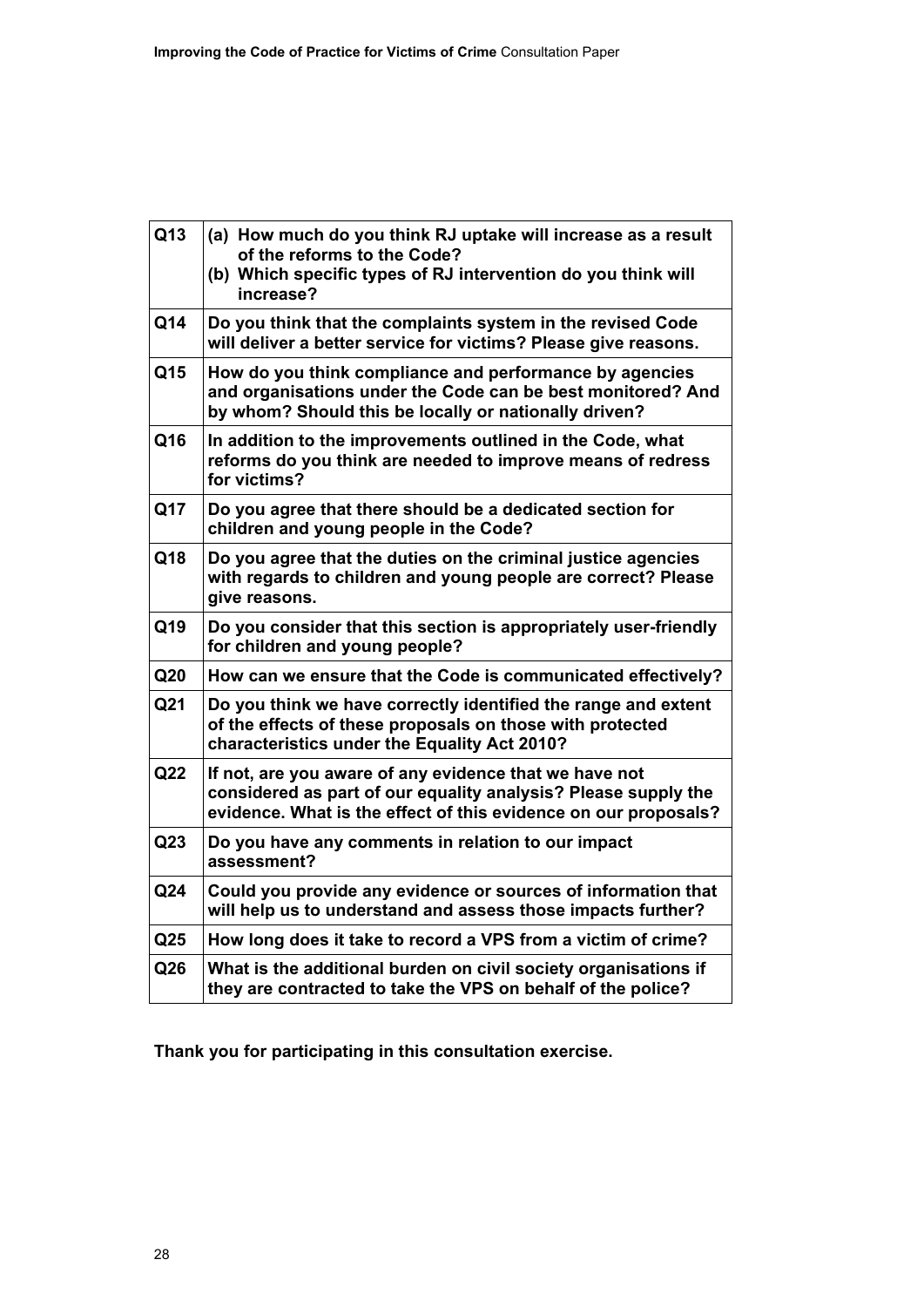| | |
|---|---|
| **Q13** | **(a) How much do you think RJ uptake will increase as a result of the reforms to the Code?**<br>**(b) Which specific types of RJ intervention do you think will increase?** |
| **Q14** | **Do you think that the complaints system in the revised Code will deliver a better service for victims? Please give reasons.** |
| **Q15** | **How do you think compliance and performance by agencies and organisations under the Code can be best monitored? And by whom? Should this be locally or nationally driven?** |
| **Q16** | **In addition to the improvements outlined in the Code, what reforms do you think are needed to improve means of redress for victims?** |
| **Q17** | **Do you agree that there should be a dedicated section for children and young people in the Code?** |
| **Q18** | **Do you agree that the duties on the criminal justice agencies with regards to children and young people are correct? Please give reasons.** |
| **Q19** | **Do you consider that this section is appropriately user-friendly for children and young people?** |
| **Q20** | **How can we ensure that the Code is communicated effectively?** |
| **Q21** | **Do you think we have correctly identified the range and extent of the effects of these proposals on those with protected characteristics under the Equality Act 2010?** |
| **Q22** | **If not, are you aware of any evidence that we have not considered as part of our equality analysis? Please supply the evidence. What is the effect of this evidence on our proposals?** |
| **Q23** | **Do you have any comments in relation to our impact assessment?** |
| **Q24** | **Could you provide any evidence or sources of information that will help us to understand and assess those impacts further?** |
| **Q25** | **How long does it take to record a VPS from a victim of crime?** |
| **Q26** | **What is the additional burden on civil society organisations if they are contracted to take the VPS on behalf of the police?** |

**Thank you for participating in this consultation exercise.**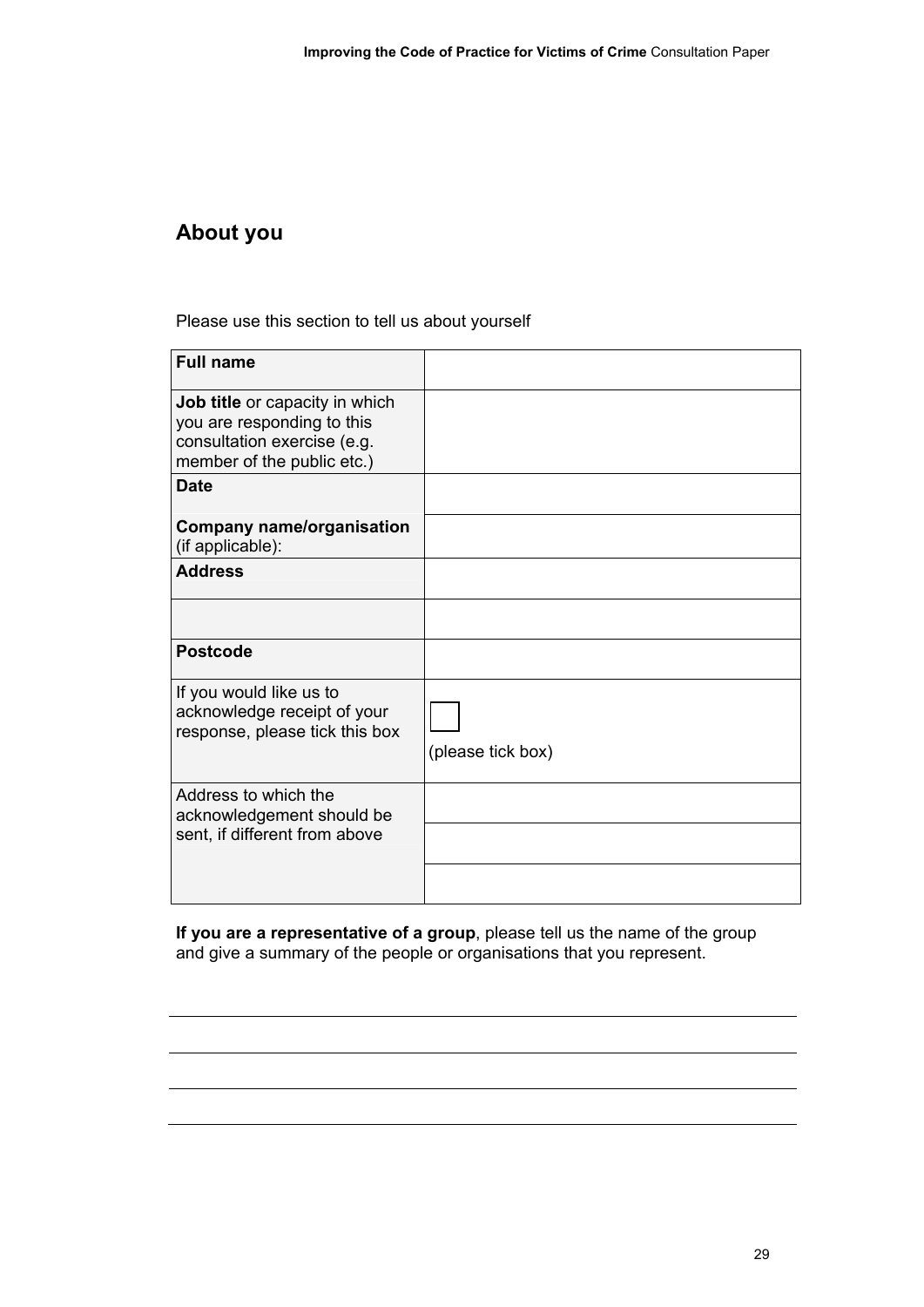## About you

Please use this section to tell us about yourself

| | |
|---|---|
| **Full name** | |
| **Job title** or capacity in which you are responding to this consultation exercise (e.g. member of the public etc.) | |
| **Date** | |
| **Company name/organisation** (if applicable): | |
| **Address** | |
| | |
| **Postcode** | |
| If you would like us to acknowledge receipt of your response, please tick this box | ☐ (please tick box) |
| Address to which the acknowledgement should be sent, if different from above | |
| | |
| | |

**If you are a representative of a group**, please tell us the name of the group and give a summary of the people or organisations that you represent.

---

---

---

---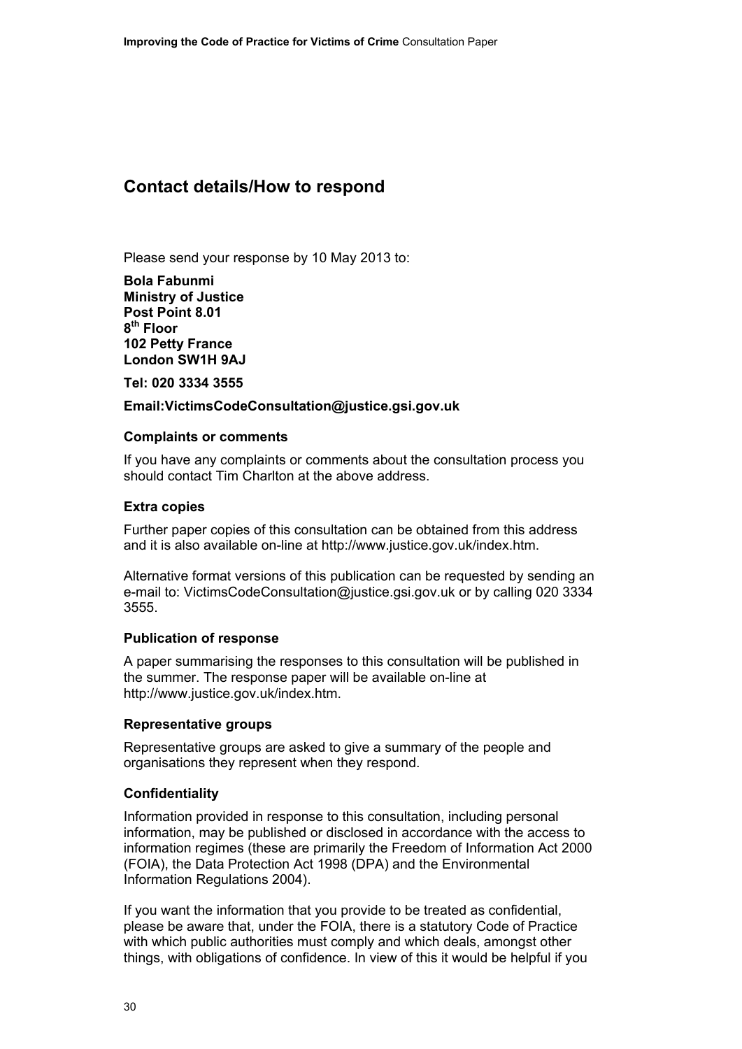## Contact details/How to respond

Please send your response by 10 May 2013 to:

**Bola Fabunmi**
**Ministry of Justice**
**Post Point 8.01**
**8th Floor**
**102 Petty France**
**London SW1H 9AJ**

**Tel: 020 3334 3555**

**Email:VictimsCodeConsultation@justice.gsi.gov.uk**

### Complaints or comments

If you have any complaints or comments about the consultation process you should contact Tim Charlton at the above address.

### Extra copies

Further paper copies of this consultation can be obtained from this address and it is also available on-line at http://www.justice.gov.uk/index.htm.

Alternative format versions of this publication can be requested by sending an e-mail to: VictimsCodeConsultation@justice.gsi.gov.uk or by calling 020 3334 3555.

### Publication of response

A paper summarising the responses to this consultation will be published in the summer. The response paper will be available on-line at http://www.justice.gov.uk/index.htm.

### Representative groups

Representative groups are asked to give a summary of the people and organisations they represent when they respond.

### Confidentiality

Information provided in response to this consultation, including personal information, may be published or disclosed in accordance with the access to information regimes (these are primarily the Freedom of Information Act 2000 (FOIA), the Data Protection Act 1998 (DPA) and the Environmental Information Regulations 2004).

If you want the information that you provide to be treated as confidential, please be aware that, under the FOIA, there is a statutory Code of Practice with which public authorities must comply and which deals, amongst other things, with obligations of confidence. In view of this it would be helpful if you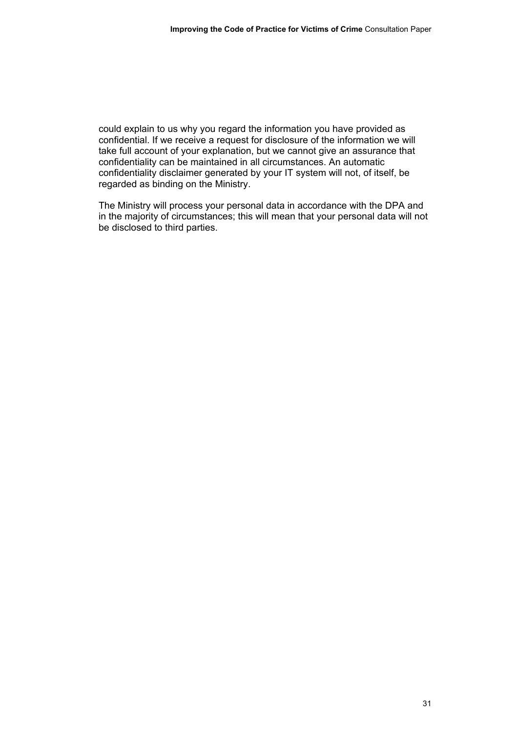could explain to us why you regard the information you have provided as confidential. If we receive a request for disclosure of the information we will take full account of your explanation, but we cannot give an assurance that confidentiality can be maintained in all circumstances. An automatic confidentiality disclaimer generated by your IT system will not, of itself, be regarded as binding on the Ministry.

The Ministry will process your personal data in accordance with the DPA and in the majority of circumstances; this will mean that your personal data will not be disclosed to third parties.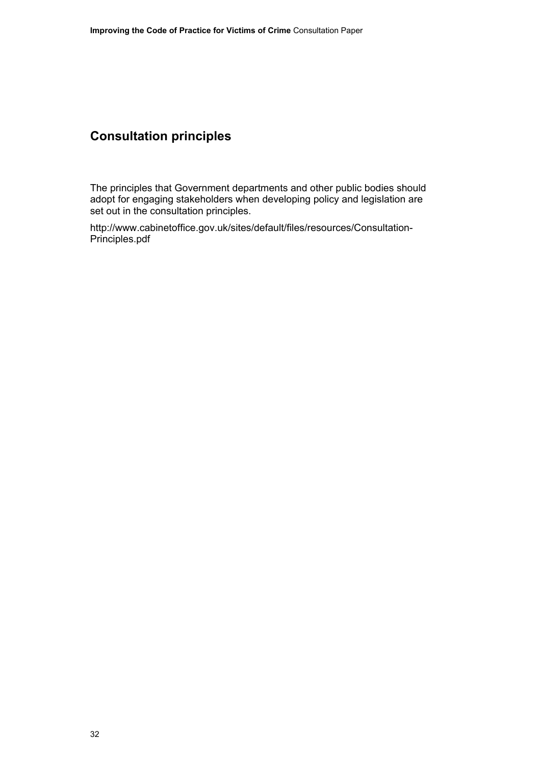## Consultation principles

The principles that Government departments and other public bodies should adopt for engaging stakeholders when developing policy and legislation are set out in the consultation principles.

http://www.cabinetoffice.gov.uk/sites/default/files/resources/Consultation-Principles.pdf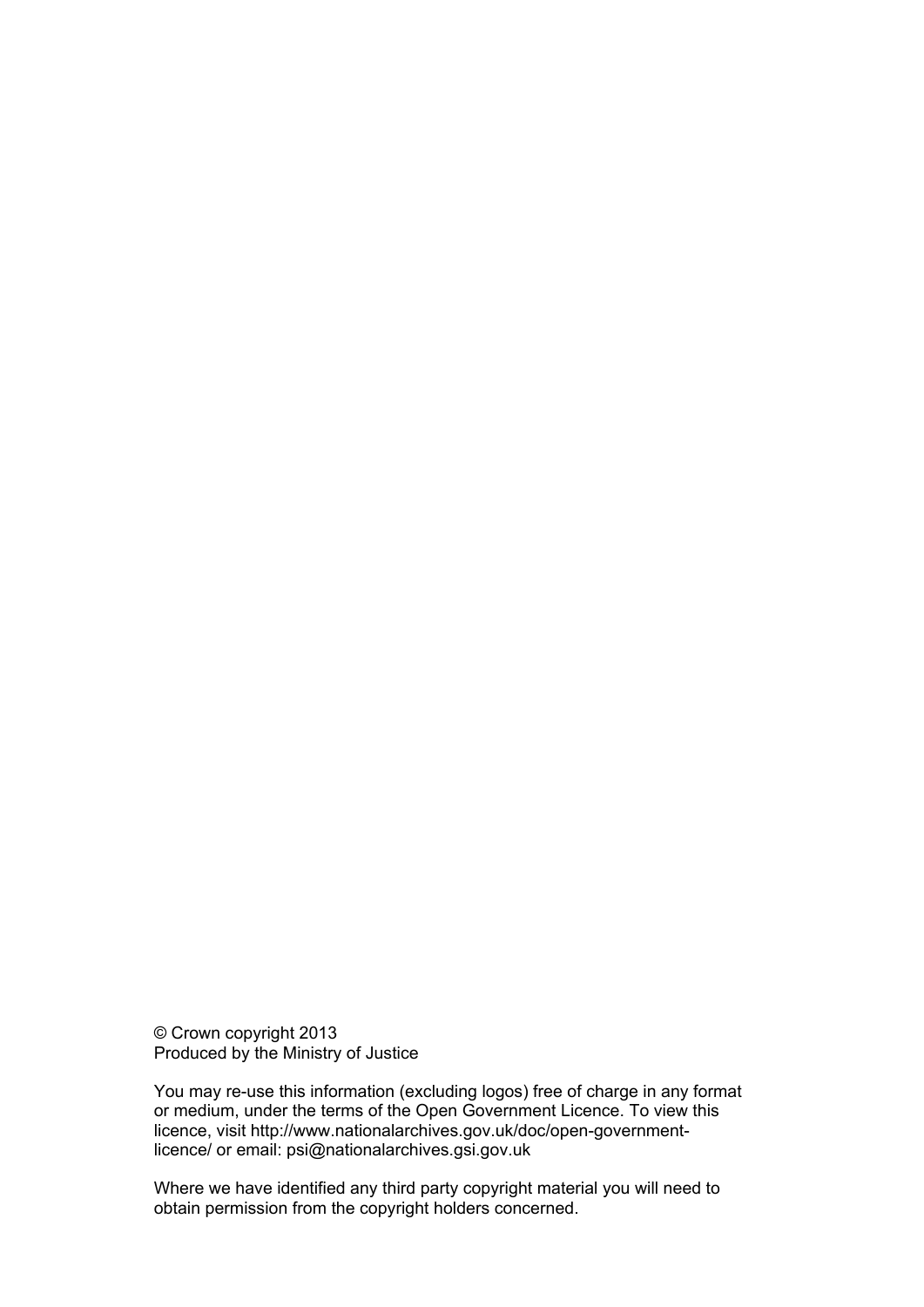© Crown copyright 2013
Produced by the Ministry of Justice

You may re-use this information (excluding logos) free of charge in any format or medium, under the terms of the Open Government Licence. To view this licence, visit http://www.nationalarchives.gov.uk/doc/open-government-licence/ or email: psi@nationalarchives.gsi.gov.uk

Where we have identified any third party copyright material you will need to obtain permission from the copyright holders concerned.